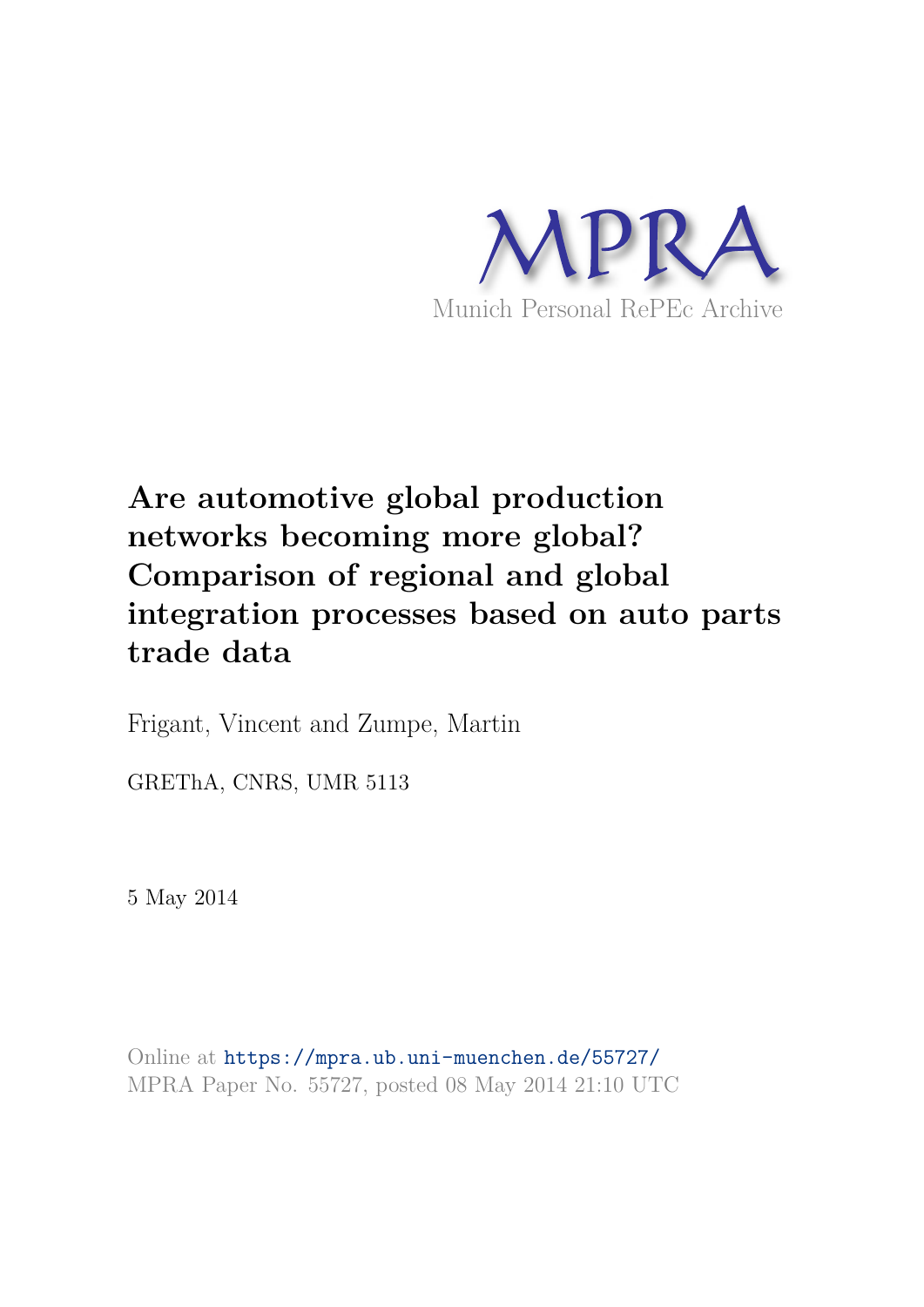MPRA

Munich Personal RePEc Archive

# Are automotive global production networks becoming more global? Comparison of regional and global integration processes based on auto parts trade data

Frigant, Vincent and Zumpe, Martin

GREThA, CNRS, UMR 5113

5 May 2014

Online at https://mpra.ub.uni-muenchen.de/55727/
MPRA Paper No. 55727, posted 08 May 2014 21:10 UTC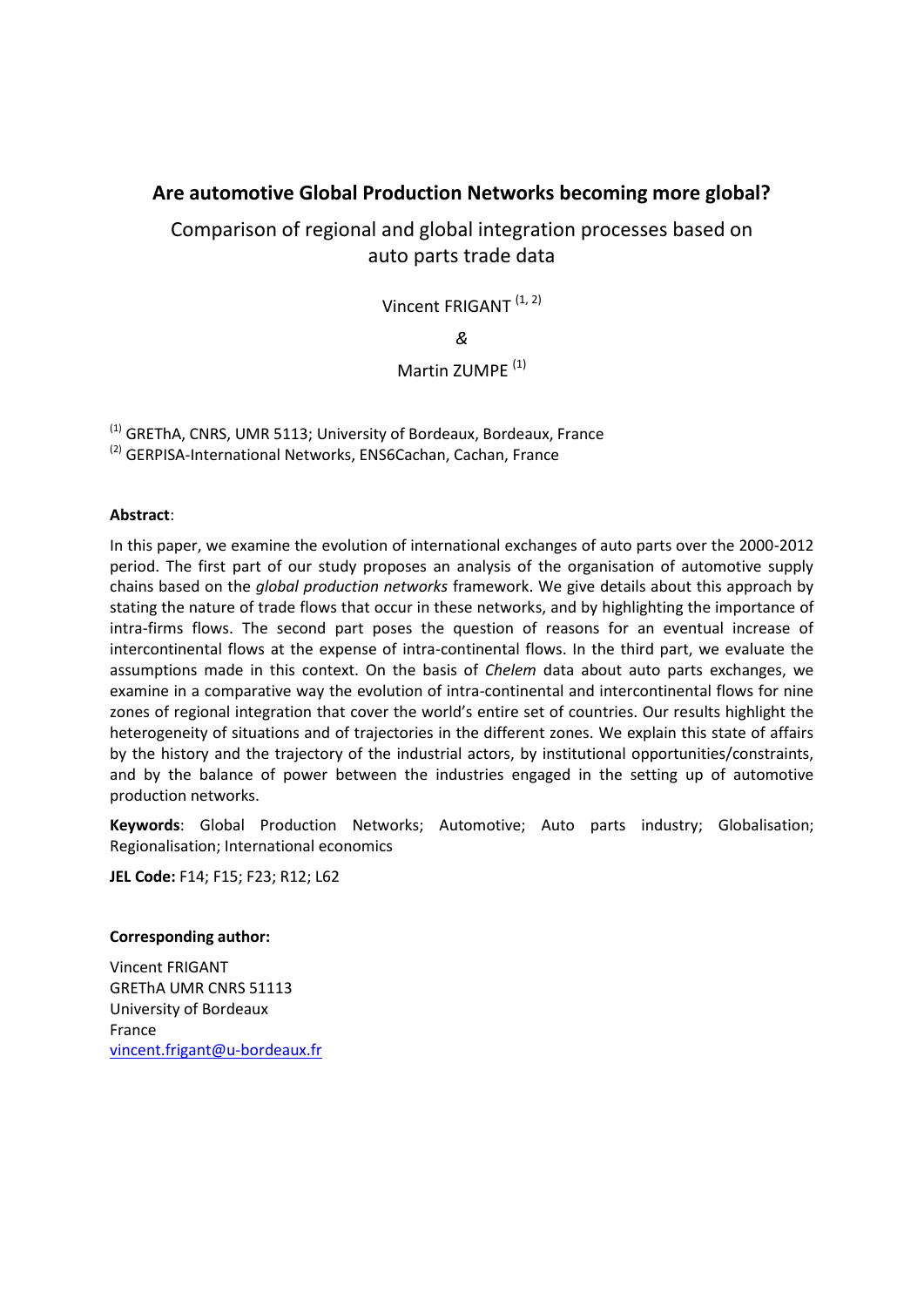## Are automotive Global Production Networks becoming more global?

Comparison of regional and global integration processes based on auto parts trade data

Vincent FRIGANT [1, 2]

*&*

Martin ZUMPE [1]

[1] GREThA, CNRS, UMR 5113; University of Bordeaux, Bordeaux, France
[2] GERPISA-International Networks, ENS6Cachan, Cachan, France

**Abstract**:

In this paper, we examine the evolution of international exchanges of auto parts over the 2000-2012 period. The first part of our study proposes an analysis of the organisation of automotive supply chains based on the *global production networks* framework. We give details about this approach by stating the nature of trade flows that occur in these networks, and by highlighting the importance of intra-firms flows. The second part poses the question of reasons for an eventual increase of intercontinental flows at the expense of intra-continental flows. In the third part, we evaluate the assumptions made in this context. On the basis of *Chelem* data about auto parts exchanges, we examine in a comparative way the evolution of intra-continental and intercontinental flows for nine zones of regional integration that cover the world's entire set of countries. Our results highlight the heterogeneity of situations and of trajectories in the different zones. We explain this state of affairs by the history and the trajectory of the industrial actors, by institutional opportunities/constraints, and by the balance of power between the industries engaged in the setting up of automotive production networks.

**Keywords**: Global Production Networks; Automotive; Auto parts industry; Globalisation; Regionalisation; International economics

**JEL Code:** F14; F15; F23; R12; L62

**Corresponding author:**

Vincent FRIGANT
GREThA UMR CNRS 51113
University of Bordeaux
France
vincent.frigant@u-bordeaux.fr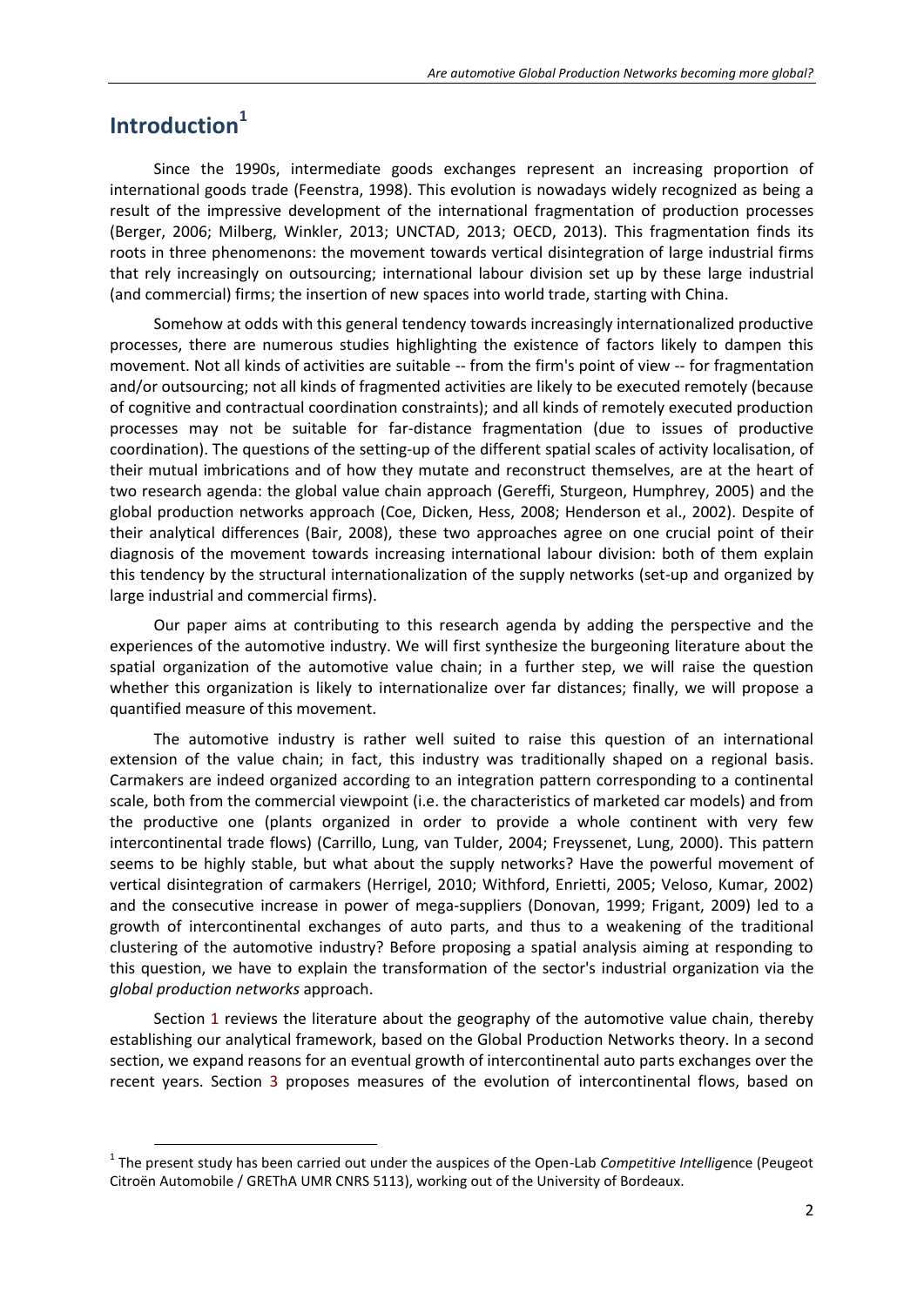# Introduction[1]

Since the 1990s, intermediate goods exchanges represent an increasing proportion of international goods trade (Feenstra, 1998). This evolution is nowadays widely recognized as being a result of the impressive development of the international fragmentation of production processes (Berger, 2006; Milberg, Winkler, 2013; UNCTAD, 2013; OECD, 2013). This fragmentation finds its roots in three phenomenons: the movement towards vertical disintegration of large industrial firms that rely increasingly on outsourcing; international labour division set up by these large industrial (and commercial) firms; the insertion of new spaces into world trade, starting with China.

Somehow at odds with this general tendency towards increasingly internationalized productive processes, there are numerous studies highlighting the existence of factors likely to dampen this movement. Not all kinds of activities are suitable -- from the firm's point of view -- for fragmentation and/or outsourcing; not all kinds of fragmented activities are likely to be executed remotely (because of cognitive and contractual coordination constraints); and all kinds of remotely executed production processes may not be suitable for far-distance fragmentation (due to issues of productive coordination). The questions of the setting-up of the different spatial scales of activity localisation, of their mutual imbrications and of how they mutate and reconstruct themselves, are at the heart of two research agenda: the global value chain approach (Gereffi, Sturgeon, Humphrey, 2005) and the global production networks approach (Coe, Dicken, Hess, 2008; Henderson et al., 2002). Despite of their analytical differences (Bair, 2008), these two approaches agree on one crucial point of their diagnosis of the movement towards increasing international labour division: both of them explain this tendency by the structural internationalization of the supply networks (set-up and organized by large industrial and commercial firms).

Our paper aims at contributing to this research agenda by adding the perspective and the experiences of the automotive industry. We will first synthesize the burgeoning literature about the spatial organization of the automotive value chain; in a further step, we will raise the question whether this organization is likely to internationalize over far distances; finally, we will propose a quantified measure of this movement.

The automotive industry is rather well suited to raise this question of an international extension of the value chain; in fact, this industry was traditionally shaped on a regional basis. Carmakers are indeed organized according to an integration pattern corresponding to a continental scale, both from the commercial viewpoint (i.e. the characteristics of marketed car models) and from the productive one (plants organized in order to provide a whole continent with very few intercontinental trade flows) (Carrillo, Lung, van Tulder, 2004; Freyssenet, Lung, 2000). This pattern seems to be highly stable, but what about the supply networks? Have the powerful movement of vertical disintegration of carmakers (Herrigel, 2010; Withford, Enrietti, 2005; Veloso, Kumar, 2002) and the consecutive increase in power of mega-suppliers (Donovan, 1999; Frigant, 2009) led to a growth of intercontinental exchanges of auto parts, and thus to a weakening of the traditional clustering of the automotive industry? Before proposing a spatial analysis aiming at responding to this question, we have to explain the transformation of the sector's industrial organization via the *global production networks* approach.

Section 1 reviews the literature about the geography of the automotive value chain, thereby establishing our analytical framework, based on the Global Production Networks theory. In a second section, we expand reasons for an eventual growth of intercontinental auto parts exchanges over the recent years. Section 3 proposes measures of the evolution of intercontinental flows, based on

[1] The present study has been carried out under the auspices of the Open-Lab *Competitive Intelligence* (Peugeot Citroën Automobile / GREThA UMR CNRS 5113), working out of the University of Bordeaux.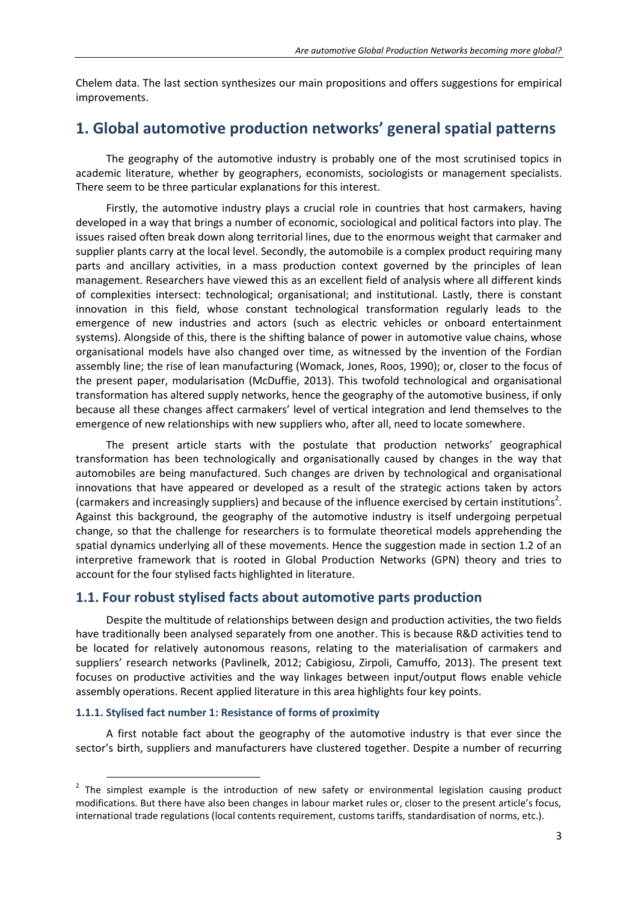Chelem data. The last section synthesizes our main propositions and offers suggestions for empirical improvements.

# 1. Global automotive production networks' general spatial patterns

The geography of the automotive industry is probably one of the most scrutinised topics in academic literature, whether by geographers, economists, sociologists or management specialists. There seem to be three particular explanations for this interest.

Firstly, the automotive industry plays a crucial role in countries that host carmakers, having developed in a way that brings a number of economic, sociological and political factors into play. The issues raised often break down along territorial lines, due to the enormous weight that carmaker and supplier plants carry at the local level. Secondly, the automobile is a complex product requiring many parts and ancillary activities, in a mass production context governed by the principles of lean management. Researchers have viewed this as an excellent field of analysis where all different kinds of complexities intersect: technological; organisational; and institutional. Lastly, there is constant innovation in this field, whose constant technological transformation regularly leads to the emergence of new industries and actors (such as electric vehicles or onboard entertainment systems). Alongside of this, there is the shifting balance of power in automotive value chains, whose organisational models have also changed over time, as witnessed by the invention of the Fordian assembly line; the rise of lean manufacturing (Womack, Jones, Roos, 1990); or, closer to the focus of the present paper, modularisation (McDuffie, 2013). This twofold technological and organisational transformation has altered supply networks, hence the geography of the automotive business, if only because all these changes affect carmakers' level of vertical integration and lend themselves to the emergence of new relationships with new suppliers who, after all, need to locate somewhere.

The present article starts with the postulate that production networks' geographical transformation has been technologically and organisationally caused by changes in the way that automobiles are being manufactured. Such changes are driven by technological and organisational innovations that have appeared or developed as a result of the strategic actions taken by actors (carmakers and increasingly suppliers) and because of the influence exercised by certain institutions[2]. Against this background, the geography of the automotive industry is itself undergoing perpetual change, so that the challenge for researchers is to formulate theoretical models apprehending the spatial dynamics underlying all of these movements. Hence the suggestion made in section 1.2 of an interpretive framework that is rooted in Global Production Networks (GPN) theory and tries to account for the four stylised facts highlighted in literature.

## 1.1. Four robust stylised facts about automotive parts production

Despite the multitude of relationships between design and production activities, the two fields have traditionally been analysed separately from one another. This is because R&D activities tend to be located for relatively autonomous reasons, relating to the materialisation of carmakers and suppliers' research networks (Pavlinelk, 2012; Cabigiosu, Zirpoli, Camuffo, 2013). The present text focuses on productive activities and the way linkages between input/output flows enable vehicle assembly operations. Recent applied literature in this area highlights four key points.

### 1.1.1. Stylised fact number 1: Resistance of forms of proximity

A first notable fact about the geography of the automotive industry is that ever since the sector's birth, suppliers and manufacturers have clustered together. Despite a number of recurring

[2] The simplest example is the introduction of new safety or environmental legislation causing product modifications. But there have also been changes in labour market rules or, closer to the present article's focus, international trade regulations (local contents requirement, customs tariffs, standardisation of norms, etc.).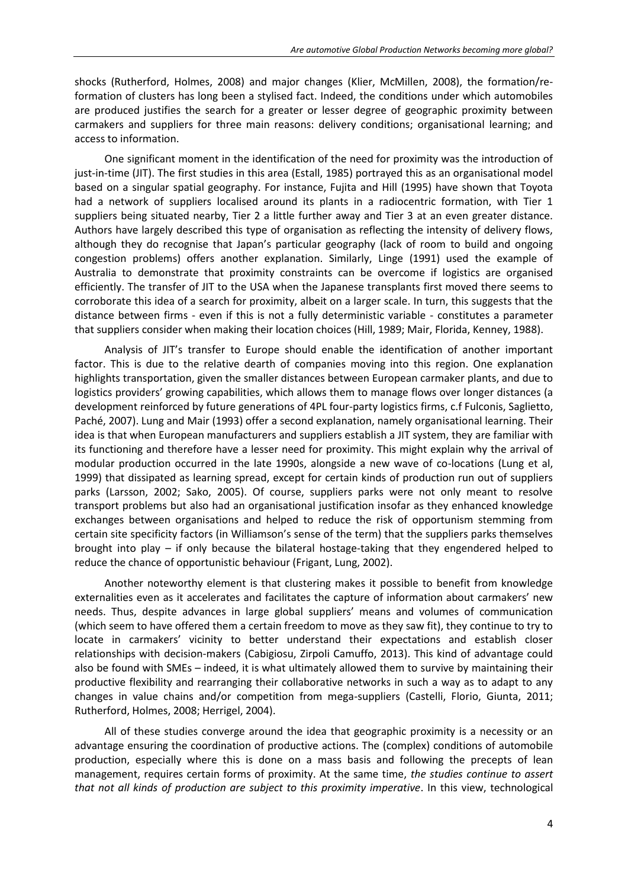shocks (Rutherford, Holmes, 2008) and major changes (Klier, McMillen, 2008), the formation/re-formation of clusters has long been a stylised fact. Indeed, the conditions under which automobiles are produced justifies the search for a greater or lesser degree of geographic proximity between carmakers and suppliers for three main reasons: delivery conditions; organisational learning; and access to information.

One significant moment in the identification of the need for proximity was the introduction of just-in-time (JIT). The first studies in this area (Estall, 1985) portrayed this as an organisational model based on a singular spatial geography. For instance, Fujita and Hill (1995) have shown that Toyota had a network of suppliers localised around its plants in a radiocentric formation, with Tier 1 suppliers being situated nearby, Tier 2 a little further away and Tier 3 at an even greater distance. Authors have largely described this type of organisation as reflecting the intensity of delivery flows, although they do recognise that Japan's particular geography (lack of room to build and ongoing congestion problems) offers another explanation. Similarly, Linge (1991) used the example of Australia to demonstrate that proximity constraints can be overcome if logistics are organised efficiently. The transfer of JIT to the USA when the Japanese transplants first moved there seems to corroborate this idea of a search for proximity, albeit on a larger scale. In turn, this suggests that the distance between firms - even if this is not a fully deterministic variable - constitutes a parameter that suppliers consider when making their location choices (Hill, 1989; Mair, Florida, Kenney, 1988).

Analysis of JIT's transfer to Europe should enable the identification of another important factor. This is due to the relative dearth of companies moving into this region. One explanation highlights transportation, given the smaller distances between European carmaker plants, and due to logistics providers' growing capabilities, which allows them to manage flows over longer distances (a development reinforced by future generations of 4PL four-party logistics firms, c.f Fulconis, Saglietto, Paché, 2007). Lung and Mair (1993) offer a second explanation, namely organisational learning. Their idea is that when European manufacturers and suppliers establish a JIT system, they are familiar with its functioning and therefore have a lesser need for proximity. This might explain why the arrival of modular production occurred in the late 1990s, alongside a new wave of co-locations (Lung et al, 1999) that dissipated as learning spread, except for certain kinds of production run out of suppliers parks (Larsson, 2002; Sako, 2005). Of course, suppliers parks were not only meant to resolve transport problems but also had an organisational justification insofar as they enhanced knowledge exchanges between organisations and helped to reduce the risk of opportunism stemming from certain site specificity factors (in Williamson's sense of the term) that the suppliers parks themselves brought into play – if only because the bilateral hostage-taking that they engendered helped to reduce the chance of opportunistic behaviour (Frigant, Lung, 2002).

Another noteworthy element is that clustering makes it possible to benefit from knowledge externalities even as it accelerates and facilitates the capture of information about carmakers' new needs. Thus, despite advances in large global suppliers' means and volumes of communication (which seem to have offered them a certain freedom to move as they saw fit), they continue to try to locate in carmakers' vicinity to better understand their expectations and establish closer relationships with decision-makers (Cabigiosu, Zirpoli Camuffo, 2013). This kind of advantage could also be found with SMEs – indeed, it is what ultimately allowed them to survive by maintaining their productive flexibility and rearranging their collaborative networks in such a way as to adapt to any changes in value chains and/or competition from mega-suppliers (Castelli, Florio, Giunta, 2011; Rutherford, Holmes, 2008; Herrigel, 2004).

All of these studies converge around the idea that geographic proximity is a necessity or an advantage ensuring the coordination of productive actions. The (complex) conditions of automobile production, especially where this is done on a mass basis and following the precepts of lean management, requires certain forms of proximity. At the same time, *the studies continue to assert that not all kinds of production are subject to this proximity imperative*. In this view, technological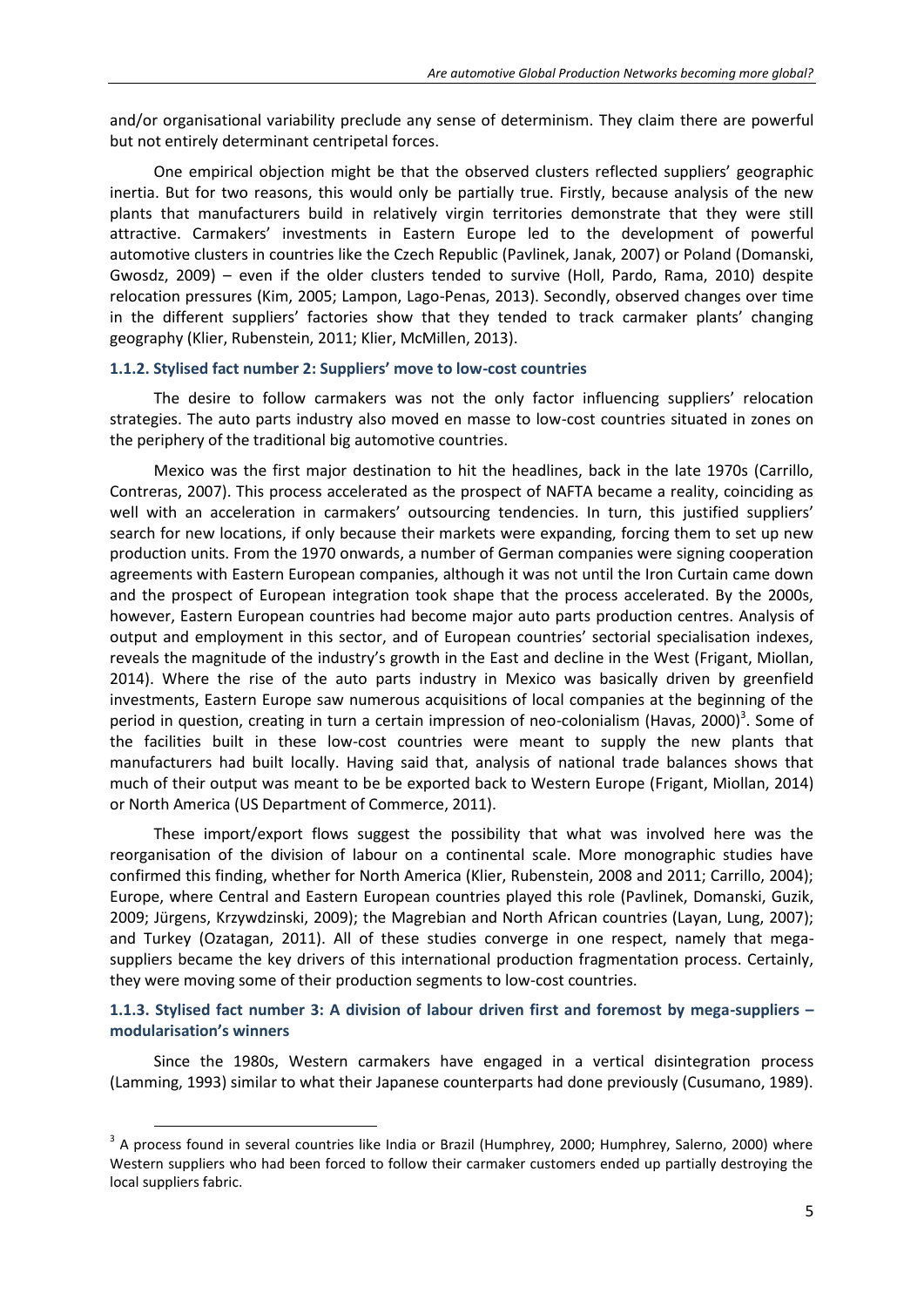and/or organisational variability preclude any sense of determinism. They claim there are powerful but not entirely determinant centripetal forces.

One empirical objection might be that the observed clusters reflected suppliers' geographic inertia. But for two reasons, this would only be partially true. Firstly, because analysis of the new plants that manufacturers build in relatively virgin territories demonstrate that they were still attractive. Carmakers' investments in Eastern Europe led to the development of powerful automotive clusters in countries like the Czech Republic (Pavlinek, Janak, 2007) or Poland (Domanski, Gwosdz, 2009) – even if the older clusters tended to survive (Holl, Pardo, Rama, 2010) despite relocation pressures (Kim, 2005; Lampon, Lago-Penas, 2013). Secondly, observed changes over time in the different suppliers' factories show that they tended to track carmaker plants' changing geography (Klier, Rubenstein, 2011; Klier, McMillen, 2013).

### 1.1.2. Stylised fact number 2: Suppliers' move to low-cost countries

The desire to follow carmakers was not the only factor influencing suppliers' relocation strategies. The auto parts industry also moved en masse to low-cost countries situated in zones on the periphery of the traditional big automotive countries.

Mexico was the first major destination to hit the headlines, back in the late 1970s (Carrillo, Contreras, 2007). This process accelerated as the prospect of NAFTA became a reality, coinciding as well with an acceleration in carmakers' outsourcing tendencies. In turn, this justified suppliers' search for new locations, if only because their markets were expanding, forcing them to set up new production units. From the 1970 onwards, a number of German companies were signing cooperation agreements with Eastern European companies, although it was not until the Iron Curtain came down and the prospect of European integration took shape that the process accelerated. By the 2000s, however, Eastern European countries had become major auto parts production centres. Analysis of output and employment in this sector, and of European countries' sectorial specialisation indexes, reveals the magnitude of the industry's growth in the East and decline in the West (Frigant, Miollan, 2014). Where the rise of the auto parts industry in Mexico was basically driven by greenfield investments, Eastern Europe saw numerous acquisitions of local companies at the beginning of the period in question, creating in turn a certain impression of neo-colonialism (Havas, 2000)[3]. Some of the facilities built in these low-cost countries were meant to supply the new plants that manufacturers had built locally. Having said that, analysis of national trade balances shows that much of their output was meant to be be exported back to Western Europe (Frigant, Miollan, 2014) or North America (US Department of Commerce, 2011).

These import/export flows suggest the possibility that what was involved here was the reorganisation of the division of labour on a continental scale. More monographic studies have confirmed this finding, whether for North America (Klier, Rubenstein, 2008 and 2011; Carrillo, 2004); Europe, where Central and Eastern European countries played this role (Pavlinek, Domanski, Guzik, 2009; Jürgens, Krzywdzinski, 2009); the Magrebian and North African countries (Layan, Lung, 2007); and Turkey (Ozatagan, 2011). All of these studies converge in one respect, namely that mega-suppliers became the key drivers of this international production fragmentation process. Certainly, they were moving some of their production segments to low-cost countries.

### 1.1.3. Stylised fact number 3: A division of labour driven first and foremost by mega-suppliers – modularisation's winners

Since the 1980s, Western carmakers have engaged in a vertical disintegration process (Lamming, 1993) similar to what their Japanese counterparts had done previously (Cusumano, 1989).

[3] A process found in several countries like India or Brazil (Humphrey, 2000; Humphrey, Salerno, 2000) where Western suppliers who had been forced to follow their carmaker customers ended up partially destroying the local suppliers fabric.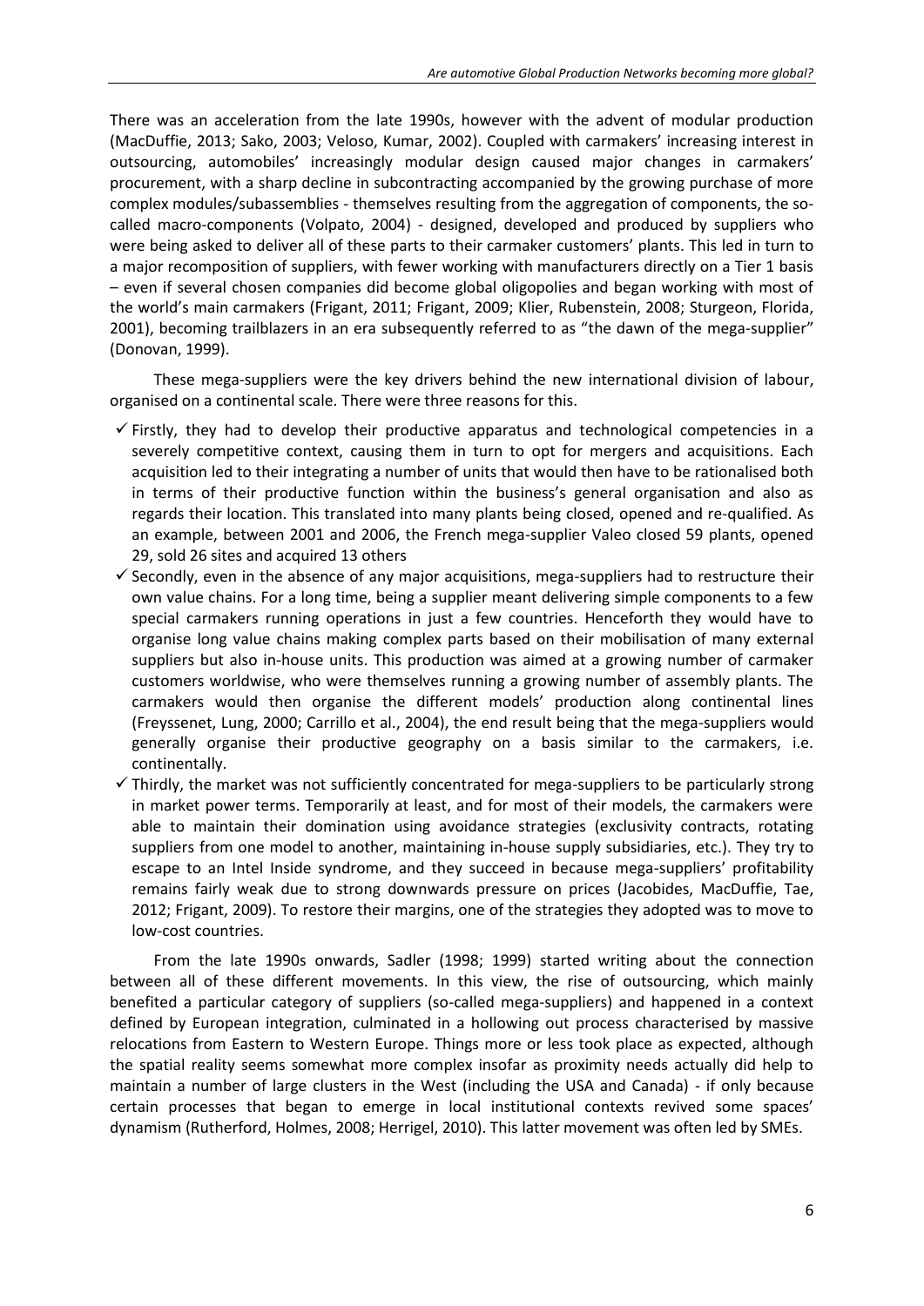There was an acceleration from the late 1990s, however with the advent of modular production (MacDuffie, 2013; Sako, 2003; Veloso, Kumar, 2002). Coupled with carmakers' increasing interest in outsourcing, automobiles' increasingly modular design caused major changes in carmakers' procurement, with a sharp decline in subcontracting accompanied by the growing purchase of more complex modules/subassemblies - themselves resulting from the aggregation of components, the so-called macro-components (Volpato, 2004) - designed, developed and produced by suppliers who were being asked to deliver all of these parts to their carmaker customers' plants. This led in turn to a major recomposition of suppliers, with fewer working with manufacturers directly on a Tier 1 basis – even if several chosen companies did become global oligopolies and began working with most of the world's main carmakers (Frigant, 2011; Frigant, 2009; Klier, Rubenstein, 2008; Sturgeon, Florida, 2001), becoming trailblazers in an era subsequently referred to as "the dawn of the mega-supplier" (Donovan, 1999).

These mega-suppliers were the key drivers behind the new international division of labour, organised on a continental scale. There were three reasons for this.

- ✓ Firstly, they had to develop their productive apparatus and technological competencies in a severely competitive context, causing them in turn to opt for mergers and acquisitions. Each acquisition led to their integrating a number of units that would then have to be rationalised both in terms of their productive function within the business's general organisation and also as regards their location. This translated into many plants being closed, opened and re-qualified. As an example, between 2001 and 2006, the French mega-supplier Valeo closed 59 plants, opened 29, sold 26 sites and acquired 13 others
- ✓ Secondly, even in the absence of any major acquisitions, mega-suppliers had to restructure their own value chains. For a long time, being a supplier meant delivering simple components to a few special carmakers running operations in just a few countries. Henceforth they would have to organise long value chains making complex parts based on their mobilisation of many external suppliers but also in-house units. This production was aimed at a growing number of carmaker customers worldwise, who were themselves running a growing number of assembly plants. The carmakers would then organise the different models' production along continental lines (Freyssenet, Lung, 2000; Carrillo et al., 2004), the end result being that the mega-suppliers would generally organise their productive geography on a basis similar to the carmakers, i.e. continentally.
- ✓ Thirdly, the market was not sufficiently concentrated for mega-suppliers to be particularly strong in market power terms. Temporarily at least, and for most of their models, the carmakers were able to maintain their domination using avoidance strategies (exclusivity contracts, rotating suppliers from one model to another, maintaining in-house supply subsidiaries, etc.). They try to escape to an Intel Inside syndrome, and they succeed in because mega-suppliers' profitability remains fairly weak due to strong downwards pressure on prices (Jacobides, MacDuffie, Tae, 2012; Frigant, 2009). To restore their margins, one of the strategies they adopted was to move to low-cost countries.

From the late 1990s onwards, Sadler (1998; 1999) started writing about the connection between all of these different movements. In this view, the rise of outsourcing, which mainly benefited a particular category of suppliers (so-called mega-suppliers) and happened in a context defined by European integration, culminated in a hollowing out process characterised by massive relocations from Eastern to Western Europe. Things more or less took place as expected, although the spatial reality seems somewhat more complex insofar as proximity needs actually did help to maintain a number of large clusters in the West (including the USA and Canada) - if only because certain processes that began to emerge in local institutional contexts revived some spaces' dynamism (Rutherford, Holmes, 2008; Herrigel, 2010). This latter movement was often led by SMEs.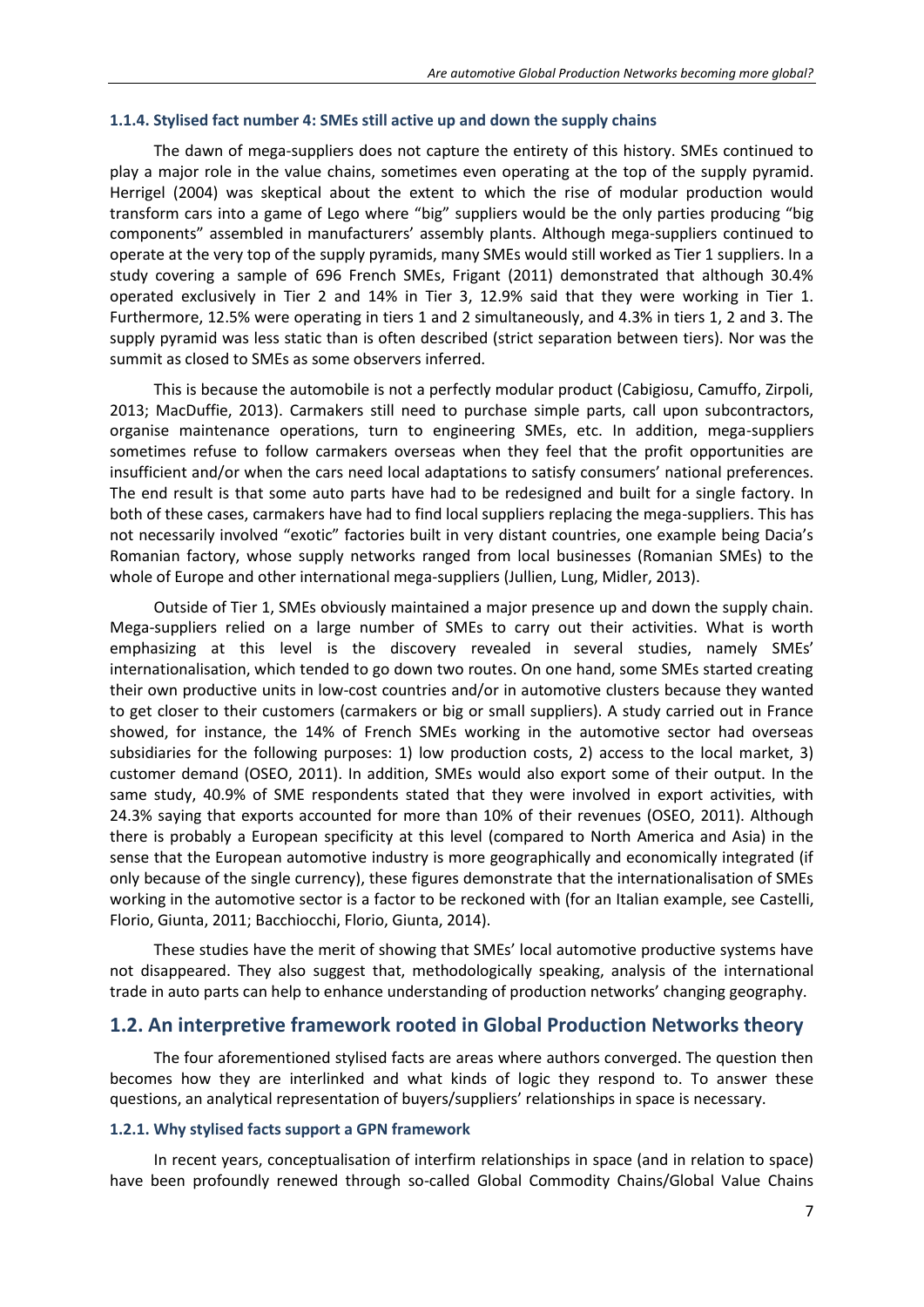#### 1.1.4. Stylised fact number 4: SMEs still active up and down the supply chains

The dawn of mega-suppliers does not capture the entirety of this history. SMEs continued to play a major role in the value chains, sometimes even operating at the top of the supply pyramid. Herrigel (2004) was skeptical about the extent to which the rise of modular production would transform cars into a game of Lego where "big" suppliers would be the only parties producing "big components" assembled in manufacturers' assembly plants. Although mega-suppliers continued to operate at the very top of the supply pyramids, many SMEs would still worked as Tier 1 suppliers. In a study covering a sample of 696 French SMEs, Frigant (2011) demonstrated that although 30.4% operated exclusively in Tier 2 and 14% in Tier 3, 12.9% said that they were working in Tier 1. Furthermore, 12.5% were operating in tiers 1 and 2 simultaneously, and 4.3% in tiers 1, 2 and 3. The supply pyramid was less static than is often described (strict separation between tiers). Nor was the summit as closed to SMEs as some observers inferred.

This is because the automobile is not a perfectly modular product (Cabigiosu, Camuffo, Zirpoli, 2013; MacDuffie, 2013). Carmakers still need to purchase simple parts, call upon subcontractors, organise maintenance operations, turn to engineering SMEs, etc. In addition, mega-suppliers sometimes refuse to follow carmakers overseas when they feel that the profit opportunities are insufficient and/or when the cars need local adaptations to satisfy consumers' national preferences. The end result is that some auto parts have had to be redesigned and built for a single factory. In both of these cases, carmakers have had to find local suppliers replacing the mega-suppliers. This has not necessarily involved "exotic" factories built in very distant countries, one example being Dacia's Romanian factory, whose supply networks ranged from local businesses (Romanian SMEs) to the whole of Europe and other international mega-suppliers (Jullien, Lung, Midler, 2013).

Outside of Tier 1, SMEs obviously maintained a major presence up and down the supply chain. Mega-suppliers relied on a large number of SMEs to carry out their activities. What is worth emphasizing at this level is the discovery revealed in several studies, namely SMEs' internationalisation, which tended to go down two routes. On one hand, some SMEs started creating their own productive units in low-cost countries and/or in automotive clusters because they wanted to get closer to their customers (carmakers or big or small suppliers). A study carried out in France showed, for instance, the 14% of French SMEs working in the automotive sector had overseas subsidiaries for the following purposes: 1) low production costs, 2) access to the local market, 3) customer demand (OSEO, 2011). In addition, SMEs would also export some of their output. In the same study, 40.9% of SME respondents stated that they were involved in export activities, with 24.3% saying that exports accounted for more than 10% of their revenues (OSEO, 2011). Although there is probably a European specificity at this level (compared to North America and Asia) in the sense that the European automotive industry is more geographically and economically integrated (if only because of the single currency), these figures demonstrate that the internationalisation of SMEs working in the automotive sector is a factor to be reckoned with (for an Italian example, see Castelli, Florio, Giunta, 2011; Bacchiocchi, Florio, Giunta, 2014).

These studies have the merit of showing that SMEs' local automotive productive systems have not disappeared. They also suggest that, methodologically speaking, analysis of the international trade in auto parts can help to enhance understanding of production networks' changing geography.

## 1.2. An interpretive framework rooted in Global Production Networks theory

The four aforementioned stylised facts are areas where authors converged. The question then becomes how they are interlinked and what kinds of logic they respond to. To answer these questions, an analytical representation of buyers/suppliers' relationships in space is necessary.

#### 1.2.1. Why stylised facts support a GPN framework

In recent years, conceptualisation of interfirm relationships in space (and in relation to space) have been profoundly renewed through so-called Global Commodity Chains/Global Value Chains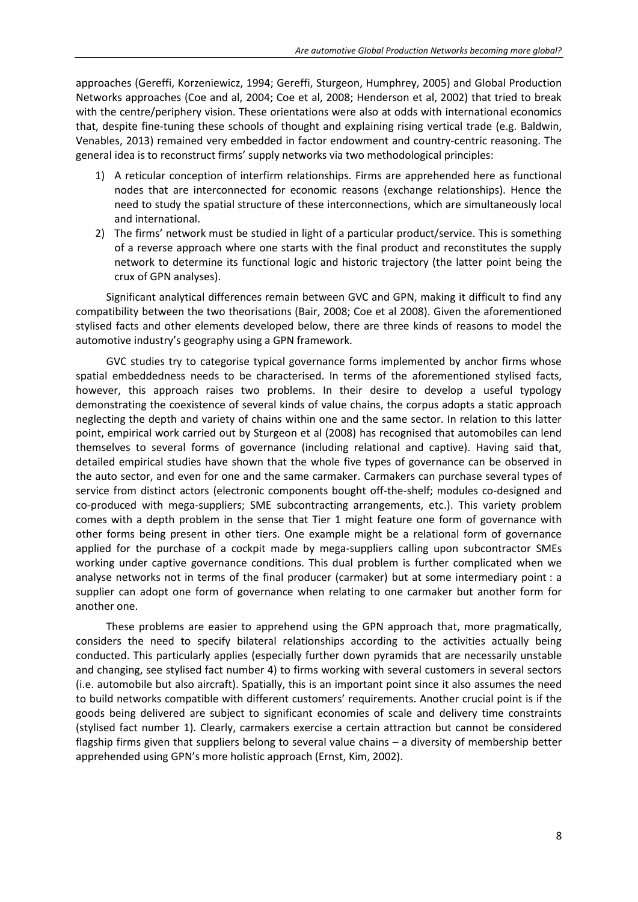approaches (Gereffi, Korzeniewicz, 1994; Gereffi, Sturgeon, Humphrey, 2005) and Global Production Networks approaches (Coe and al, 2004; Coe et al, 2008; Henderson et al, 2002) that tried to break with the centre/periphery vision. These orientations were also at odds with international economics that, despite fine-tuning these schools of thought and explaining rising vertical trade (e.g. Baldwin, Venables, 2013) remained very embedded in factor endowment and country-centric reasoning. The general idea is to reconstruct firms' supply networks via two methodological principles:

1) A reticular conception of interfirm relationships. Firms are apprehended here as functional nodes that are interconnected for economic reasons (exchange relationships). Hence the need to study the spatial structure of these interconnections, which are simultaneously local and international.
2) The firms' network must be studied in light of a particular product/service. This is something of a reverse approach where one starts with the final product and reconstitutes the supply network to determine its functional logic and historic trajectory (the latter point being the crux of GPN analyses).

Significant analytical differences remain between GVC and GPN, making it difficult to find any compatibility between the two theorisations (Bair, 2008; Coe et al 2008). Given the aforementioned stylised facts and other elements developed below, there are three kinds of reasons to model the automotive industry's geography using a GPN framework.

GVC studies try to categorise typical governance forms implemented by anchor firms whose spatial embeddedness needs to be characterised. In terms of the aforementioned stylised facts, however, this approach raises two problems. In their desire to develop a useful typology demonstrating the coexistence of several kinds of value chains, the corpus adopts a static approach neglecting the depth and variety of chains within one and the same sector. In relation to this latter point, empirical work carried out by Sturgeon et al (2008) has recognised that automobiles can lend themselves to several forms of governance (including relational and captive). Having said that, detailed empirical studies have shown that the whole five types of governance can be observed in the auto sector, and even for one and the same carmaker. Carmakers can purchase several types of service from distinct actors (electronic components bought off-the-shelf; modules co-designed and co-produced with mega-suppliers; SME subcontracting arrangements, etc.). This variety problem comes with a depth problem in the sense that Tier 1 might feature one form of governance with other forms being present in other tiers. One example might be a relational form of governance applied for the purchase of a cockpit made by mega-suppliers calling upon subcontractor SMEs working under captive governance conditions. This dual problem is further complicated when we analyse networks not in terms of the final producer (carmaker) but at some intermediary point : a supplier can adopt one form of governance when relating to one carmaker but another form for another one.

These problems are easier to apprehend using the GPN approach that, more pragmatically, considers the need to specify bilateral relationships according to the activities actually being conducted. This particularly applies (especially further down pyramids that are necessarily unstable and changing, see stylised fact number 4) to firms working with several customers in several sectors (i.e. automobile but also aircraft). Spatially, this is an important point since it also assumes the need to build networks compatible with different customers' requirements. Another crucial point is if the goods being delivered are subject to significant economies of scale and delivery time constraints (stylised fact number 1). Clearly, carmakers exercise a certain attraction but cannot be considered flagship firms given that suppliers belong to several value chains – a diversity of membership better apprehended using GPN's more holistic approach (Ernst, Kim, 2002).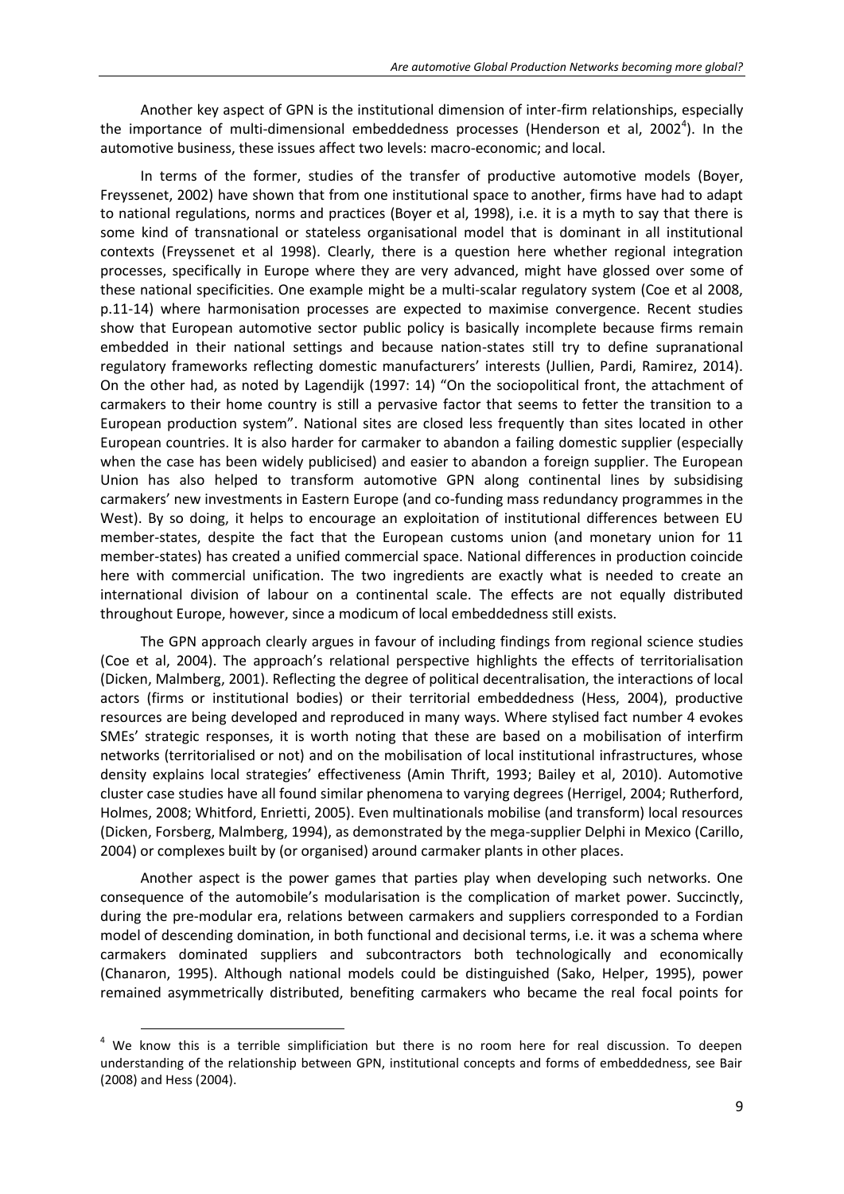Another key aspect of GPN is the institutional dimension of inter-firm relationships, especially the importance of multi-dimensional embeddedness processes (Henderson et al, 2002[4]). In the automotive business, these issues affect two levels: macro-economic; and local.

In terms of the former, studies of the transfer of productive automotive models (Boyer, Freyssenet, 2002) have shown that from one institutional space to another, firms have had to adapt to national regulations, norms and practices (Boyer et al, 1998), i.e. it is a myth to say that there is some kind of transnational or stateless organisational model that is dominant in all institutional contexts (Freyssenet et al 1998). Clearly, there is a question here whether regional integration processes, specifically in Europe where they are very advanced, might have glossed over some of these national specificities. One example might be a multi-scalar regulatory system (Coe et al 2008, p.11-14) where harmonisation processes are expected to maximise convergence. Recent studies show that European automotive sector public policy is basically incomplete because firms remain embedded in their national settings and because nation-states still try to define supranational regulatory frameworks reflecting domestic manufacturers' interests (Jullien, Pardi, Ramirez, 2014). On the other had, as noted by Lagendijk (1997: 14) "On the sociopolitical front, the attachment of carmakers to their home country is still a pervasive factor that seems to fetter the transition to a European production system". National sites are closed less frequently than sites located in other European countries. It is also harder for carmaker to abandon a failing domestic supplier (especially when the case has been widely publicised) and easier to abandon a foreign supplier. The European Union has also helped to transform automotive GPN along continental lines by subsidising carmakers' new investments in Eastern Europe (and co-funding mass redundancy programmes in the West). By so doing, it helps to encourage an exploitation of institutional differences between EU member-states, despite the fact that the European customs union (and monetary union for 11 member-states) has created a unified commercial space. National differences in production coincide here with commercial unification. The two ingredients are exactly what is needed to create an international division of labour on a continental scale. The effects are not equally distributed throughout Europe, however, since a modicum of local embeddedness still exists.

The GPN approach clearly argues in favour of including findings from regional science studies (Coe et al, 2004). The approach's relational perspective highlights the effects of territorialisation (Dicken, Malmberg, 2001). Reflecting the degree of political decentralisation, the interactions of local actors (firms or institutional bodies) or their territorial embeddedness (Hess, 2004), productive resources are being developed and reproduced in many ways. Where stylised fact number 4 evokes SMEs' strategic responses, it is worth noting that these are based on a mobilisation of interfirm networks (territorialised or not) and on the mobilisation of local institutional infrastructures, whose density explains local strategies' effectiveness (Amin Thrift, 1993; Bailey et al, 2010). Automotive cluster case studies have all found similar phenomena to varying degrees (Herrigel, 2004; Rutherford, Holmes, 2008; Whitford, Enrietti, 2005). Even multinationals mobilise (and transform) local resources (Dicken, Forsberg, Malmberg, 1994), as demonstrated by the mega-supplier Delphi in Mexico (Carillo, 2004) or complexes built by (or organised) around carmaker plants in other places.

Another aspect is the power games that parties play when developing such networks. One consequence of the automobile's modularisation is the complication of market power. Succinctly, during the pre-modular era, relations between carmakers and suppliers corresponded to a Fordian model of descending domination, in both functional and decisional terms, i.e. it was a schema where carmakers dominated suppliers and subcontractors both technologically and economically (Chanaron, 1995). Although national models could be distinguished (Sako, Helper, 1995), power remained asymmetrically distributed, benefiting carmakers who became the real focal points for

[4] We know this is a terrible simplificiation but there is no room here for real discussion. To deepen understanding of the relationship between GPN, institutional concepts and forms of embeddedness, see Bair (2008) and Hess (2004).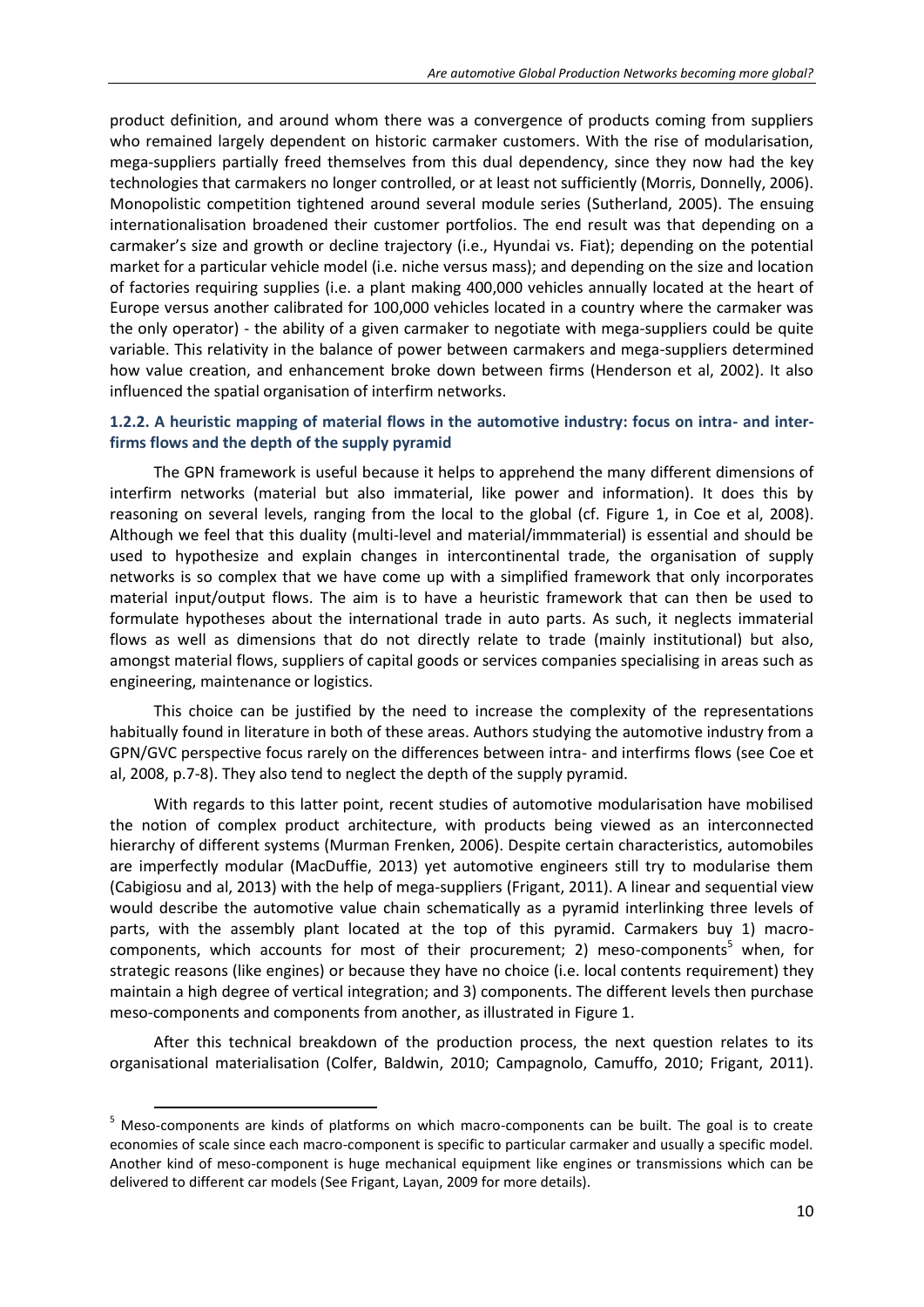product definition, and around whom there was a convergence of products coming from suppliers who remained largely dependent on historic carmaker customers. With the rise of modularisation, mega-suppliers partially freed themselves from this dual dependency, since they now had the key technologies that carmakers no longer controlled, or at least not sufficiently (Morris, Donnelly, 2006). Monopolistic competition tightened around several module series (Sutherland, 2005). The ensuing internationalisation broadened their customer portfolios. The end result was that depending on a carmaker's size and growth or decline trajectory (i.e., Hyundai vs. Fiat); depending on the potential market for a particular vehicle model (i.e. niche versus mass); and depending on the size and location of factories requiring supplies (i.e. a plant making 400,000 vehicles annually located at the heart of Europe versus another calibrated for 100,000 vehicles located in a country where the carmaker was the only operator) - the ability of a given carmaker to negotiate with mega-suppliers could be quite variable. This relativity in the balance of power between carmakers and mega-suppliers determined how value creation, and enhancement broke down between firms (Henderson et al, 2002). It also influenced the spatial organisation of interfirm networks.

### 1.2.2. A heuristic mapping of material flows in the automotive industry: focus on intra- and inter-firms flows and the depth of the supply pyramid

The GPN framework is useful because it helps to apprehend the many different dimensions of interfirm networks (material but also immaterial, like power and information). It does this by reasoning on several levels, ranging from the local to the global (cf. Figure 1, in Coe et al, 2008). Although we feel that this duality (multi-level and material/immmaterial) is essential and should be used to hypothesize and explain changes in intercontinental trade, the organisation of supply networks is so complex that we have come up with a simplified framework that only incorporates material input/output flows. The aim is to have a heuristic framework that can then be used to formulate hypotheses about the international trade in auto parts. As such, it neglects immaterial flows as well as dimensions that do not directly relate to trade (mainly institutional) but also, amongst material flows, suppliers of capital goods or services companies specialising in areas such as engineering, maintenance or logistics.

This choice can be justified by the need to increase the complexity of the representations habitually found in literature in both of these areas. Authors studying the automotive industry from a GPN/GVC perspective focus rarely on the differences between intra- and interfirms flows (see Coe et al, 2008, p.7-8). They also tend to neglect the depth of the supply pyramid.

With regards to this latter point, recent studies of automotive modularisation have mobilised the notion of complex product architecture, with products being viewed as an interconnected hierarchy of different systems (Murman Frenken, 2006). Despite certain characteristics, automobiles are imperfectly modular (MacDuffie, 2013) yet automotive engineers still try to modularise them (Cabigiosu and al, 2013) with the help of mega-suppliers (Frigant, 2011). A linear and sequential view would describe the automotive value chain schematically as a pyramid interlinking three levels of parts, with the assembly plant located at the top of this pyramid. Carmakers buy 1) macro-components, which accounts for most of their procurement; 2) meso-components[5] when, for strategic reasons (like engines) or because they have no choice (i.e. local contents requirement) they maintain a high degree of vertical integration; and 3) components. The different levels then purchase meso-components and components from another, as illustrated in Figure 1.

After this technical breakdown of the production process, the next question relates to its organisational materialisation (Colfer, Baldwin, 2010; Campagnolo, Camuffo, 2010; Frigant, 2011).

[5] Meso-components are kinds of platforms on which macro-components can be built. The goal is to create economies of scale since each macro-component is specific to particular carmaker and usually a specific model. Another kind of meso-component is huge mechanical equipment like engines or transmissions which can be delivered to different car models (See Frigant, Layan, 2009 for more details).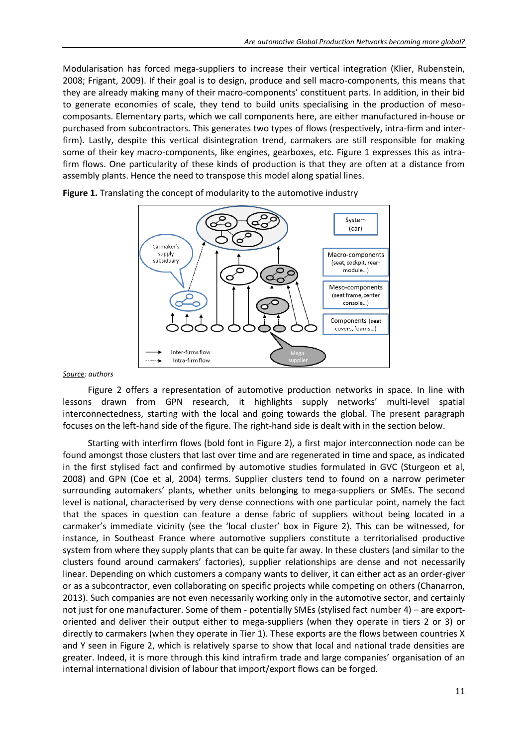Modularisation has forced mega-suppliers to increase their vertical integration (Klier, Rubenstein, 2008; Frigant, 2009). If their goal is to design, produce and sell macro-components, this means that they are already making many of their macro-components' constituent parts. In addition, in their bid to generate economies of scale, they tend to build units specialising in the production of meso-composants. Elementary parts, which we call components here, are either manufactured in-house or purchased from subcontractors. This generates two types of flows (respectively, intra-firm and inter-firm). Lastly, despite this vertical disintegration trend, carmakers are still responsible for making some of their key macro-components, like engines, gearboxes, etc. Figure 1 expresses this as intra-firm flows. One particularity of these kinds of production is that they are often at a distance from assembly plants. Hence the need to transpose this model along spatial lines.

**Figure 1.** Translating the concept of modularity to the automotive industry

System (car)

Macro-components (seat, cockpit, rear-module…)

Meso-components (seat frame, center console…)

Components (seat covers, foams…)

Carmaker's supply subsidiary

Mega-supplier

Inter-firms flow

Intra-firm flow

*Source: authors*

Figure 2 offers a representation of automotive production networks in space. In line with lessons drawn from GPN research, it highlights supply networks' multi-level spatial interconnectedness, starting with the local and going towards the global. The present paragraph focuses on the left-hand side of the figure. The right-hand side is dealt with in the section below.

Starting with interfirm flows (bold font in Figure 2), a first major interconnection node can be found amongst those clusters that last over time and are regenerated in time and space, as indicated in the first stylised fact and confirmed by automotive studies formulated in GVC (Sturgeon et al, 2008) and GPN (Coe et al, 2004) terms. Supplier clusters tend to found on a narrow perimeter surrounding automakers' plants, whether units belonging to mega-suppliers or SMEs. The second level is national, characterised by very dense connections with one particular point, namely the fact that the spaces in question can feature a dense fabric of suppliers without being located in a carmaker's immediate vicinity (see the 'local cluster' box in Figure 2). This can be witnessed, for instance, in Southeast France where automotive suppliers constitute a territorialised productive system from where they supply plants that can be quite far away. In these clusters (and similar to the clusters found around carmakers' factories), supplier relationships are dense and not necessarily linear. Depending on which customers a company wants to deliver, it can either act as an order-giver or as a subcontractor, even collaborating on specific projects while competing on others (Chanarron, 2013). Such companies are not even necessarily working only in the automotive sector, and certainly not just for one manufacturer. Some of them - potentially SMEs (stylised fact number 4) – are export-oriented and deliver their output either to mega-suppliers (when they operate in tiers 2 or 3) or directly to carmakers (when they operate in Tier 1). These exports are the flows between countries X and Y seen in Figure 2, which is relatively sparse to show that local and national trade densities are greater. Indeed, it is more through this kind intrafirm trade and large companies' organisation of an internal international division of labour that import/export flows can be forged.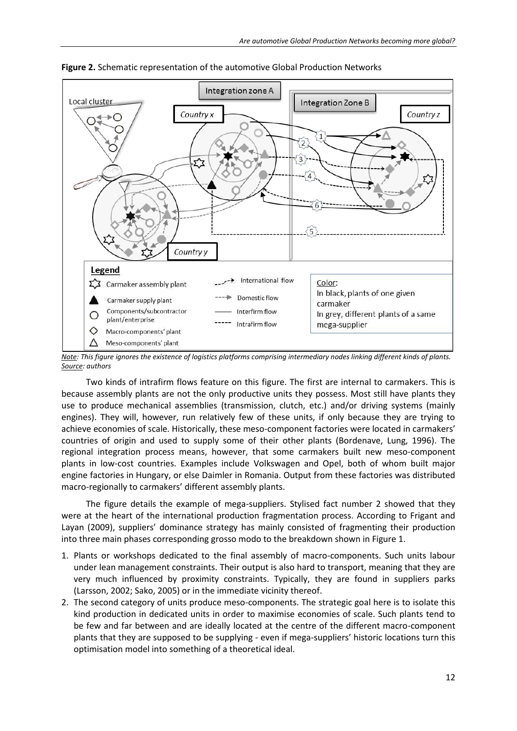**Figure 2.** Schematic representation of the automotive Global Production Networks

*Note: This figure ignores the existence of logistics platforms comprising intermediary nodes linking different kinds of plants.*
*Source: authors*

Two kinds of intrafirm flows feature on this figure. The first are internal to carmakers. This is because assembly plants are not the only productive units they possess. Most still have plants they use to produce mechanical assemblies (transmission, clutch, etc.) and/or driving systems (mainly engines). They will, however, run relatively few of these units, if only because they are trying to achieve economies of scale. Historically, these meso-component factories were located in carmakers' countries of origin and used to supply some of their other plants (Bordenave, Lung, 1996). The regional integration process means, however, that some carmakers built new meso-component plants in low-cost countries. Examples include Volkswagen and Opel, both of whom built major engine factories in Hungary, or else Daimler in Romania. Output from these factories was distributed macro-regionally to carmakers' different assembly plants.

The figure details the example of mega-suppliers. Stylised fact number 2 showed that they were at the heart of the international production fragmentation process. According to Frigant and Layan (2009), suppliers' dominance strategy has mainly consisted of fragmenting their production into three main phases corresponding grosso modo to the breakdown shown in Figure 1.

1. Plants or workshops dedicated to the final assembly of macro-components. Such units labour under lean management constraints. Their output is also hard to transport, meaning that they are very much influenced by proximity constraints. Typically, they are found in suppliers parks (Larsson, 2002; Sako, 2005) or in the immediate vicinity thereof.
2. The second category of units produce meso-components. The strategic goal here is to isolate this kind production in dedicated units in order to maximise economies of scale. Such plants tend to be few and far between and are ideally located at the centre of the different macro-component plants that they are supposed to be supplying - even if mega-suppliers' historic locations turn this optimisation model into something of a theoretical ideal.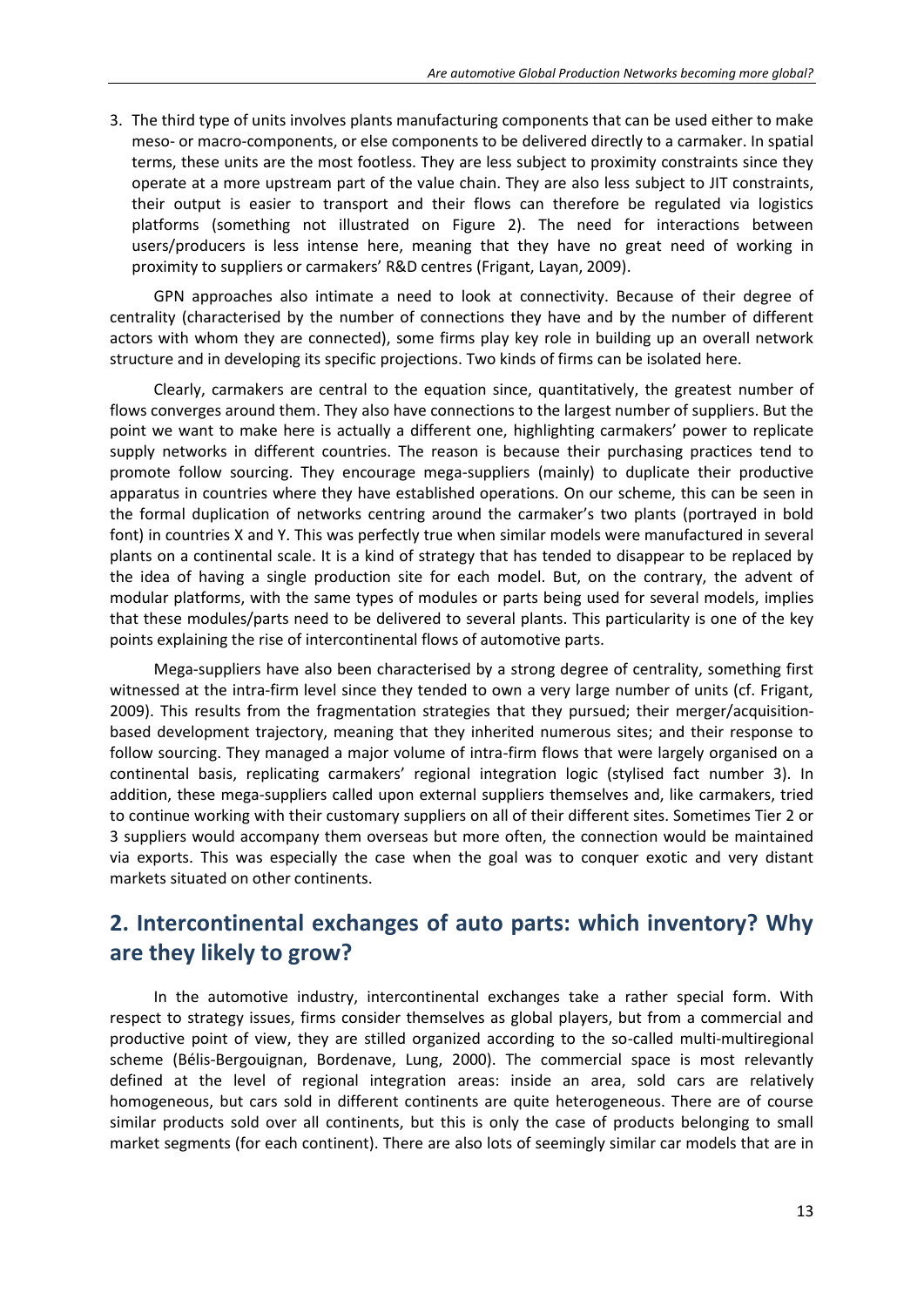3. The third type of units involves plants manufacturing components that can be used either to make meso- or macro-components, or else components to be delivered directly to a carmaker. In spatial terms, these units are the most footless. They are less subject to proximity constraints since they operate at a more upstream part of the value chain. They are also less subject to JIT constraints, their output is easier to transport and their flows can therefore be regulated via logistics platforms (something not illustrated on Figure 2). The need for interactions between users/producers is less intense here, meaning that they have no great need of working in proximity to suppliers or carmakers' R&D centres (Frigant, Layan, 2009).

GPN approaches also intimate a need to look at connectivity. Because of their degree of centrality (characterised by the number of connections they have and by the number of different actors with whom they are connected), some firms play key role in building up an overall network structure and in developing its specific projections. Two kinds of firms can be isolated here.

Clearly, carmakers are central to the equation since, quantitatively, the greatest number of flows converges around them. They also have connections to the largest number of suppliers. But the point we want to make here is actually a different one, highlighting carmakers' power to replicate supply networks in different countries. The reason is because their purchasing practices tend to promote follow sourcing. They encourage mega-suppliers (mainly) to duplicate their productive apparatus in countries where they have established operations. On our scheme, this can be seen in the formal duplication of networks centring around the carmaker's two plants (portrayed in bold font) in countries X and Y. This was perfectly true when similar models were manufactured in several plants on a continental scale. It is a kind of strategy that has tended to disappear to be replaced by the idea of having a single production site for each model. But, on the contrary, the advent of modular platforms, with the same types of modules or parts being used for several models, implies that these modules/parts need to be delivered to several plants. This particularity is one of the key points explaining the rise of intercontinental flows of automotive parts.

Mega-suppliers have also been characterised by a strong degree of centrality, something first witnessed at the intra-firm level since they tended to own a very large number of units (cf. Frigant, 2009). This results from the fragmentation strategies that they pursued; their merger/acquisition-based development trajectory, meaning that they inherited numerous sites; and their response to follow sourcing. They managed a major volume of intra-firm flows that were largely organised on a continental basis, replicating carmakers' regional integration logic (stylised fact number 3). In addition, these mega-suppliers called upon external suppliers themselves and, like carmakers, tried to continue working with their customary suppliers on all of their different sites. Sometimes Tier 2 or 3 suppliers would accompany them overseas but more often, the connection would be maintained via exports. This was especially the case when the goal was to conquer exotic and very distant markets situated on other continents.

## 2. Intercontinental exchanges of auto parts: which inventory? Why are they likely to grow?

In the automotive industry, intercontinental exchanges take a rather special form. With respect to strategy issues, firms consider themselves as global players, but from a commercial and productive point of view, they are stilled organized according to the so-called multi-multiregional scheme (Bélis-Bergouignan, Bordenave, Lung, 2000). The commercial space is most relevantly defined at the level of regional integration areas: inside an area, sold cars are relatively homogeneous, but cars sold in different continents are quite heterogeneous. There are of course similar products sold over all continents, but this is only the case of products belonging to small market segments (for each continent). There are also lots of seemingly similar car models that are in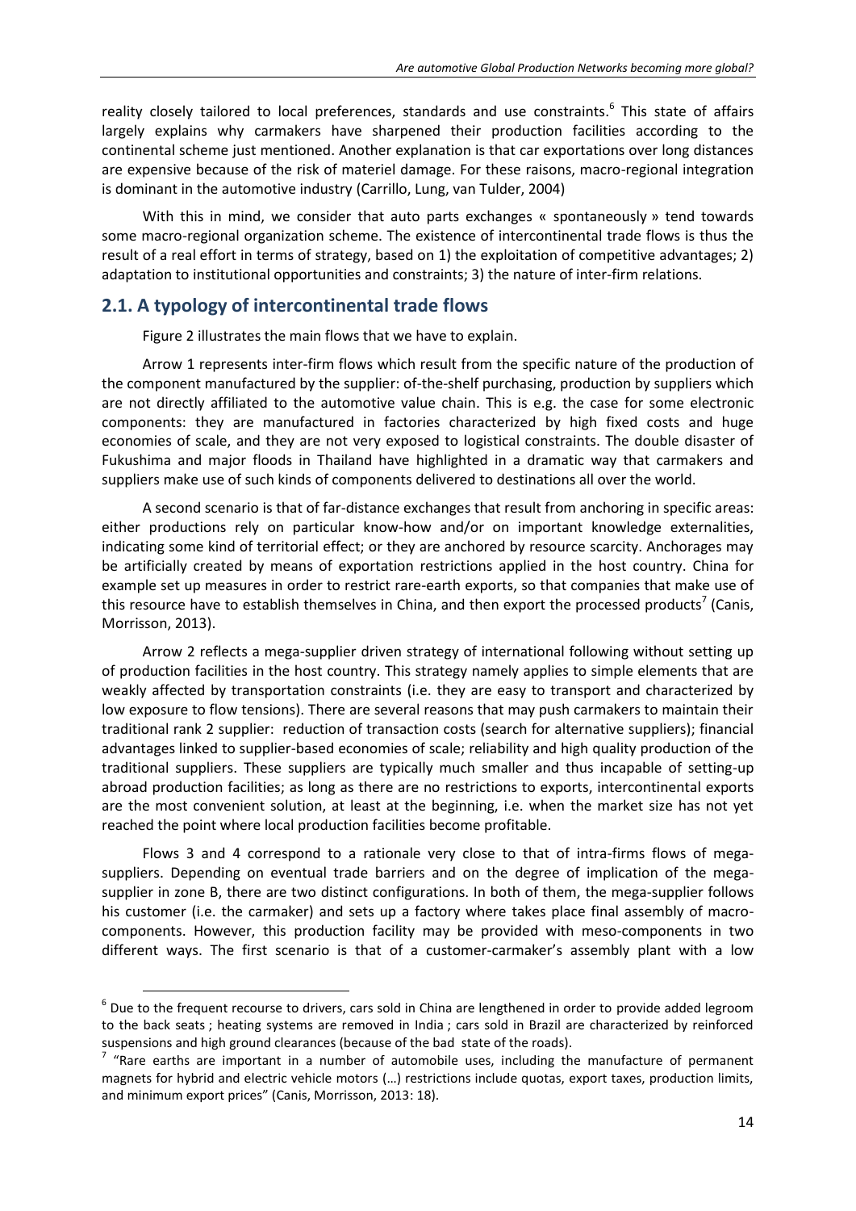reality closely tailored to local preferences, standards and use constraints.[6] This state of affairs largely explains why carmakers have sharpened their production facilities according to the continental scheme just mentioned. Another explanation is that car exportations over long distances are expensive because of the risk of materiel damage. For these raisons, macro-regional integration is dominant in the automotive industry (Carrillo, Lung, van Tulder, 2004)

With this in mind, we consider that auto parts exchanges « spontaneously » tend towards some macro-regional organization scheme. The existence of intercontinental trade flows is thus the result of a real effort in terms of strategy, based on 1) the exploitation of competitive advantages; 2) adaptation to institutional opportunities and constraints; 3) the nature of inter-firm relations.

## 2.1. A typology of intercontinental trade flows

Figure 2 illustrates the main flows that we have to explain.

Arrow 1 represents inter-firm flows which result from the specific nature of the production of the component manufactured by the supplier: of-the-shelf purchasing, production by suppliers which are not directly affiliated to the automotive value chain. This is e.g. the case for some electronic components: they are manufactured in factories characterized by high fixed costs and huge economies of scale, and they are not very exposed to logistical constraints. The double disaster of Fukushima and major floods in Thailand have highlighted in a dramatic way that carmakers and suppliers make use of such kinds of components delivered to destinations all over the world.

A second scenario is that of far-distance exchanges that result from anchoring in specific areas: either productions rely on particular know-how and/or on important knowledge externalities, indicating some kind of territorial effect; or they are anchored by resource scarcity. Anchorages may be artificially created by means of exportation restrictions applied in the host country. China for example set up measures in order to restrict rare-earth exports, so that companies that make use of this resource have to establish themselves in China, and then export the processed products[7] (Canis, Morrisson, 2013).

Arrow 2 reflects a mega-supplier driven strategy of international following without setting up of production facilities in the host country. This strategy namely applies to simple elements that are weakly affected by transportation constraints (i.e. they are easy to transport and characterized by low exposure to flow tensions). There are several reasons that may push carmakers to maintain their traditional rank 2 supplier: reduction of transaction costs (search for alternative suppliers); financial advantages linked to supplier-based economies of scale; reliability and high quality production of the traditional suppliers. These suppliers are typically much smaller and thus incapable of setting-up abroad production facilities; as long as there are no restrictions to exports, intercontinental exports are the most convenient solution, at least at the beginning, i.e. when the market size has not yet reached the point where local production facilities become profitable.

Flows 3 and 4 correspond to a rationale very close to that of intra-firms flows of mega-suppliers. Depending on eventual trade barriers and on the degree of implication of the mega-supplier in zone B, there are two distinct configurations. In both of them, the mega-supplier follows his customer (i.e. the carmaker) and sets up a factory where takes place final assembly of macro-components. However, this production facility may be provided with meso-components in two different ways. The first scenario is that of a customer-carmaker's assembly plant with a low

---

[6] Due to the frequent recourse to drivers, cars sold in China are lengthened in order to provide added legroom to the back seats ; heating systems are removed in India ; cars sold in Brazil are characterized by reinforced suspensions and high ground clearances (because of the bad state of the roads).

[7] "Rare earths are important in a number of automobile uses, including the manufacture of permanent magnets for hybrid and electric vehicle motors (…) restrictions include quotas, export taxes, production limits, and minimum export prices" (Canis, Morrisson, 2013: 18).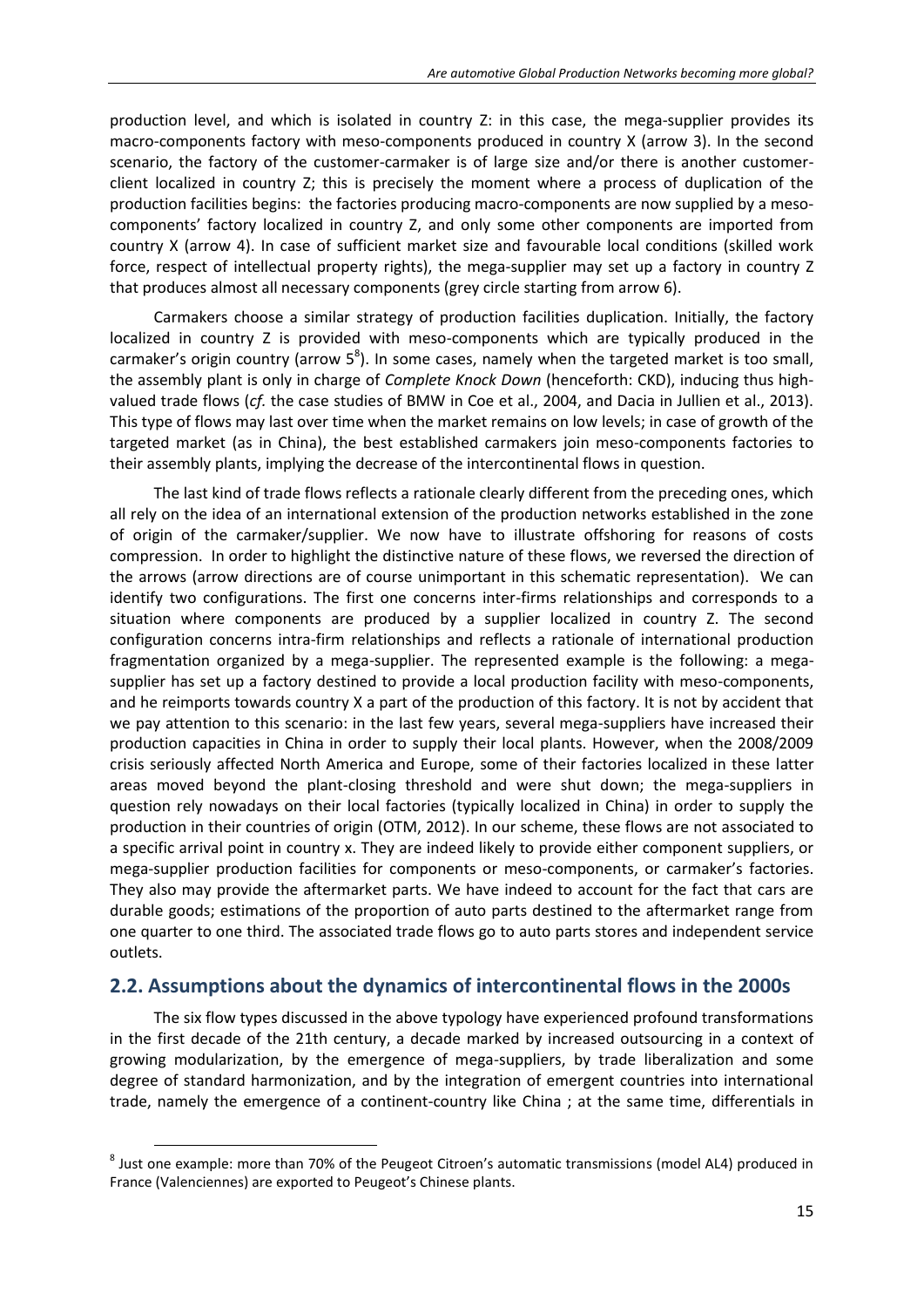production level, and which is isolated in country Z: in this case, the mega-supplier provides its macro-components factory with meso-components produced in country X (arrow 3). In the second scenario, the factory of the customer-carmaker is of large size and/or there is another customer-client localized in country Z; this is precisely the moment where a process of duplication of the production facilities begins: the factories producing macro-components are now supplied by a meso-components' factory localized in country Z, and only some other components are imported from country X (arrow 4). In case of sufficient market size and favourable local conditions (skilled work force, respect of intellectual property rights), the mega-supplier may set up a factory in country Z that produces almost all necessary components (grey circle starting from arrow 6).

Carmakers choose a similar strategy of production facilities duplication. Initially, the factory localized in country Z is provided with meso-components which are typically produced in the carmaker's origin country (arrow 5[8]). In some cases, namely when the targeted market is too small, the assembly plant is only in charge of *Complete Knock Down* (henceforth: CKD), inducing thus high-valued trade flows (*cf.* the case studies of BMW in Coe et al., 2004, and Dacia in Jullien et al., 2013). This type of flows may last over time when the market remains on low levels; in case of growth of the targeted market (as in China), the best established carmakers join meso-components factories to their assembly plants, implying the decrease of the intercontinental flows in question.

The last kind of trade flows reflects a rationale clearly different from the preceding ones, which all rely on the idea of an international extension of the production networks established in the zone of origin of the carmaker/supplier. We now have to illustrate offshoring for reasons of costs compression. In order to highlight the distinctive nature of these flows, we reversed the direction of the arrows (arrow directions are of course unimportant in this schematic representation). We can identify two configurations. The first one concerns inter-firms relationships and corresponds to a situation where components are produced by a supplier localized in country Z. The second configuration concerns intra-firm relationships and reflects a rationale of international production fragmentation organized by a mega-supplier. The represented example is the following: a mega-supplier has set up a factory destined to provide a local production facility with meso-components, and he reimports towards country X a part of the production of this factory. It is not by accident that we pay attention to this scenario: in the last few years, several mega-suppliers have increased their production capacities in China in order to supply their local plants. However, when the 2008/2009 crisis seriously affected North America and Europe, some of their factories localized in these latter areas moved beyond the plant-closing threshold and were shut down; the mega-suppliers in question rely nowadays on their local factories (typically localized in China) in order to supply the production in their countries of origin (OTM, 2012). In our scheme, these flows are not associated to a specific arrival point in country x. They are indeed likely to provide either component suppliers, or mega-supplier production facilities for components or meso-components, or carmaker's factories. They also may provide the aftermarket parts. We have indeed to account for the fact that cars are durable goods; estimations of the proportion of auto parts destined to the aftermarket range from one quarter to one third. The associated trade flows go to auto parts stores and independent service outlets.

## 2.2. Assumptions about the dynamics of intercontinental flows in the 2000s

The six flow types discussed in the above typology have experienced profound transformations in the first decade of the 21th century, a decade marked by increased outsourcing in a context of growing modularization, by the emergence of mega-suppliers, by trade liberalization and some degree of standard harmonization, and by the integration of emergent countries into international trade, namely the emergence of a continent-country like China ; at the same time, differentials in

[8] Just one example: more than 70% of the Peugeot Citroen's automatic transmissions (model AL4) produced in France (Valenciennes) are exported to Peugeot's Chinese plants.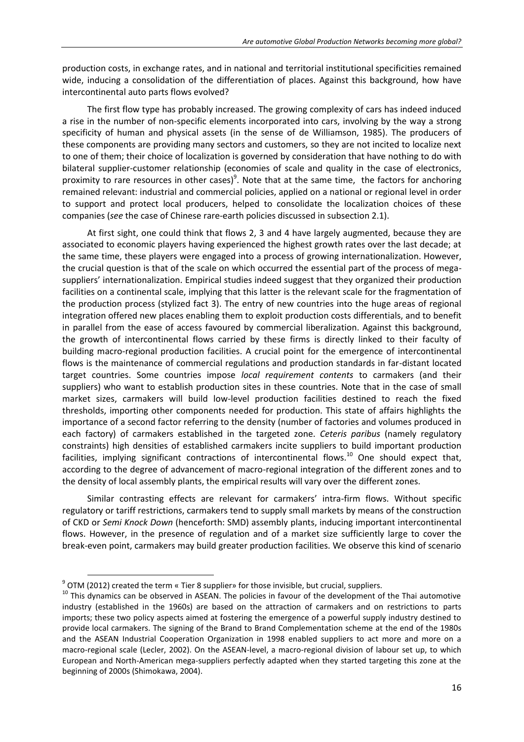production costs, in exchange rates, and in national and territorial institutional specificities remained wide, inducing a consolidation of the differentiation of places. Against this background, how have intercontinental auto parts flows evolved?

The first flow type has probably increased. The growing complexity of cars has indeed induced a rise in the number of non-specific elements incorporated into cars, involving by the way a strong specificity of human and physical assets (in the sense of de Williamson, 1985). The producers of these components are providing many sectors and customers, so they are not incited to localize next to one of them; their choice of localization is governed by consideration that have nothing to do with bilateral supplier-customer relationship (economies of scale and quality in the case of electronics, proximity to rare resources in other cases)[9]. Note that at the same time, the factors for anchoring remained relevant: industrial and commercial policies, applied on a national or regional level in order to support and protect local producers, helped to consolidate the localization choices of these companies (*see* the case of Chinese rare-earth policies discussed in subsection 2.1).

At first sight, one could think that flows 2, 3 and 4 have largely augmented, because they are associated to economic players having experienced the highest growth rates over the last decade; at the same time, these players were engaged into a process of growing internationalization. However, the crucial question is that of the scale on which occurred the essential part of the process of mega-suppliers' internationalization. Empirical studies indeed suggest that they organized their production facilities on a continental scale, implying that this latter is the relevant scale for the fragmentation of the production process (stylized fact 3). The entry of new countries into the huge areas of regional integration offered new places enabling them to exploit production costs differentials, and to benefit in parallel from the ease of access favoured by commercial liberalization. Against this background, the growth of intercontinental flows carried by these firms is directly linked to their faculty of building macro-regional production facilities. A crucial point for the emergence of intercontinental flows is the maintenance of commercial regulations and production standards in far-distant located target countries. Some countries impose *local requirement contents* to carmakers (and their suppliers) who want to establish production sites in these countries. Note that in the case of small market sizes, carmakers will build low-level production facilities destined to reach the fixed thresholds, importing other components needed for production. This state of affairs highlights the importance of a second factor referring to the density (number of factories and volumes produced in each factory) of carmakers established in the targeted zone. *Ceteris paribus* (namely regulatory constraints) high densities of established carmakers incite suppliers to build important production facilities, implying significant contractions of intercontinental flows.[10] One should expect that, according to the degree of advancement of macro-regional integration of the different zones and to the density of local assembly plants, the empirical results will vary over the different zones.

Similar contrasting effects are relevant for carmakers' intra-firm flows. Without specific regulatory or tariff restrictions, carmakers tend to supply small markets by means of the construction of CKD or *Semi Knock Down* (henceforth: SMD) assembly plants, inducing important intercontinental flows. However, in the presence of regulation and of a market size sufficiently large to cover the break-even point, carmakers may build greater production facilities. We observe this kind of scenario

[9] OTM (2012) created the term « Tier 8 supplier» for those invisible, but crucial, suppliers.

[10] This dynamics can be observed in ASEAN. The policies in favour of the development of the Thai automotive industry (established in the 1960s) are based on the attraction of carmakers and on restrictions to parts imports; these two policy aspects aimed at fostering the emergence of a powerful supply industry destined to provide local carmakers. The signing of the Brand to Brand Complementation scheme at the end of the 1980s and the ASEAN Industrial Cooperation Organization in 1998 enabled suppliers to act more and more on a macro-regional scale (Lecler, 2002). On the ASEAN-level, a macro-regional division of labour set up, to which European and North-American mega-suppliers perfectly adapted when they started targeting this zone at the beginning of 2000s (Shimokawa, 2004).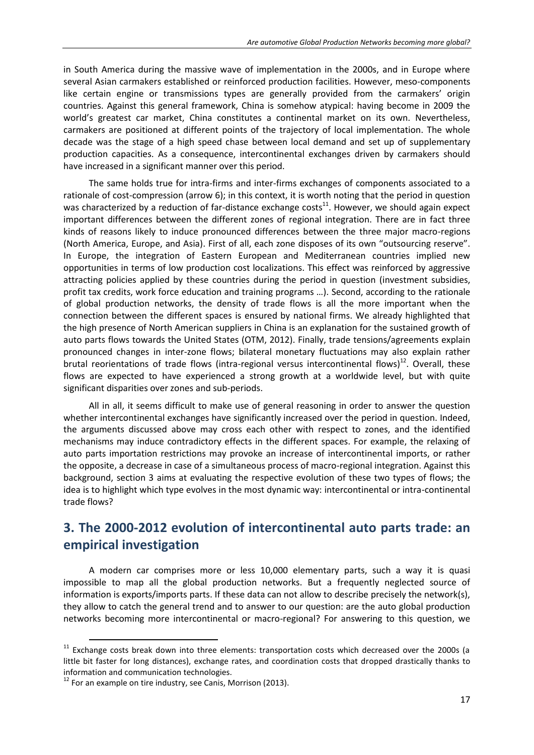in South America during the massive wave of implementation in the 2000s, and in Europe where several Asian carmakers established or reinforced production facilities. However, meso-components like certain engine or transmissions types are generally provided from the carmakers' origin countries. Against this general framework, China is somehow atypical: having become in 2009 the world's greatest car market, China constitutes a continental market on its own. Nevertheless, carmakers are positioned at different points of the trajectory of local implementation. The whole decade was the stage of a high speed chase between local demand and set up of supplementary production capacities. As a consequence, intercontinental exchanges driven by carmakers should have increased in a significant manner over this period.

The same holds true for intra-firms and inter-firms exchanges of components associated to a rationale of cost-compression (arrow 6); in this context, it is worth noting that the period in question was characterized by a reduction of far-distance exchange costs[11]. However, we should again expect important differences between the different zones of regional integration. There are in fact three kinds of reasons likely to induce pronounced differences between the three major macro-regions (North America, Europe, and Asia). First of all, each zone disposes of its own "outsourcing reserve". In Europe, the integration of Eastern European and Mediterranean countries implied new opportunities in terms of low production cost localizations. This effect was reinforced by aggressive attracting policies applied by these countries during the period in question (investment subsidies, profit tax credits, work force education and training programs …). Second, according to the rationale of global production networks, the density of trade flows is all the more important when the connection between the different spaces is ensured by national firms. We already highlighted that the high presence of North American suppliers in China is an explanation for the sustained growth of auto parts flows towards the United States (OTM, 2012). Finally, trade tensions/agreements explain pronounced changes in inter-zone flows; bilateral monetary fluctuations may also explain rather brutal reorientations of trade flows (intra-regional versus intercontinental flows)[12]. Overall, these flows are expected to have experienced a strong growth at a worldwide level, but with quite significant disparities over zones and sub-periods.

All in all, it seems difficult to make use of general reasoning in order to answer the question whether intercontinental exchanges have significantly increased over the period in question. Indeed, the arguments discussed above may cross each other with respect to zones, and the identified mechanisms may induce contradictory effects in the different spaces. For example, the relaxing of auto parts importation restrictions may provoke an increase of intercontinental imports, or rather the opposite, a decrease in case of a simultaneous process of macro-regional integration. Against this background, section 3 aims at evaluating the respective evolution of these two types of flows; the idea is to highlight which type evolves in the most dynamic way: intercontinental or intra-continental trade flows?

## 3. The 2000-2012 evolution of intercontinental auto parts trade: an empirical investigation

A modern car comprises more or less 10,000 elementary parts, such a way it is quasi impossible to map all the global production networks. But a frequently neglected source of information is exports/imports parts. If these data can not allow to describe precisely the network(s), they allow to catch the general trend and to answer to our question: are the auto global production networks becoming more intercontinental or macro-regional? For answering to this question, we

[11] Exchange costs break down into three elements: transportation costs which decreased over the 2000s (a little bit faster for long distances), exchange rates, and coordination costs that dropped drastically thanks to information and communication technologies.

[12] For an example on tire industry, see Canis, Morrison (2013).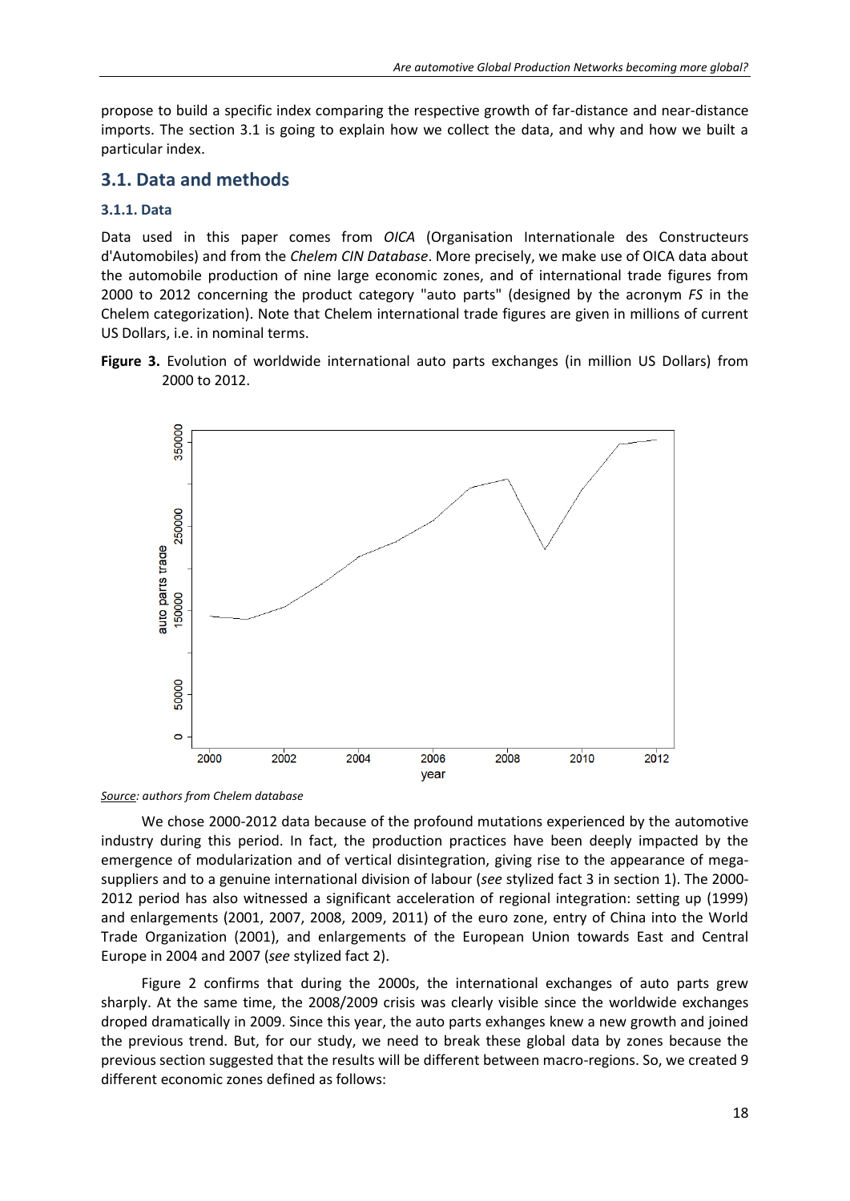propose to build a specific index comparing the respective growth of far-distance and near-distance imports. The section 3.1 is going to explain how we collect the data, and why and how we built a particular index.

## 3.1. Data and methods

### 3.1.1. Data

Data used in this paper comes from *OICA* (Organisation Internationale des Constructeurs d'Automobiles) and from the *Chelem CIN Database*. More precisely, we make use of OICA data about the automobile production of nine large economic zones, and of international trade figures from 2000 to 2012 concerning the product category "auto parts" (designed by the acronym *FS* in the Chelem categorization). Note that Chelem international trade figures are given in millions of current US Dollars, i.e. in nominal terms.

**Figure 3.** Evolution of worldwide international auto parts exchanges (in million US Dollars) from 2000 to 2012.

*Source: authors from Chelem database*

We chose 2000-2012 data because of the profound mutations experienced by the automotive industry during this period. In fact, the production practices have been deeply impacted by the emergence of modularization and of vertical disintegration, giving rise to the appearance of mega-suppliers and to a genuine international division of labour (*see* stylized fact 3 in section 1). The 2000-2012 period has also witnessed a significant acceleration of regional integration: setting up (1999) and enlargements (2001, 2007, 2008, 2009, 2011) of the euro zone, entry of China into the World Trade Organization (2001), and enlargements of the European Union towards East and Central Europe in 2004 and 2007 (*see* stylized fact 2).

Figure 2 confirms that during the 2000s, the international exchanges of auto parts grew sharply. At the same time, the 2008/2009 crisis was clearly visible since the worldwide exchanges droped dramatically in 2009. Since this year, the auto parts exhanges knew a new growth and joined the previous trend. But, for our study, we need to break these global data by zones because the previous section suggested that the results will be different between macro-regions. So, we created 9 different economic zones defined as follows: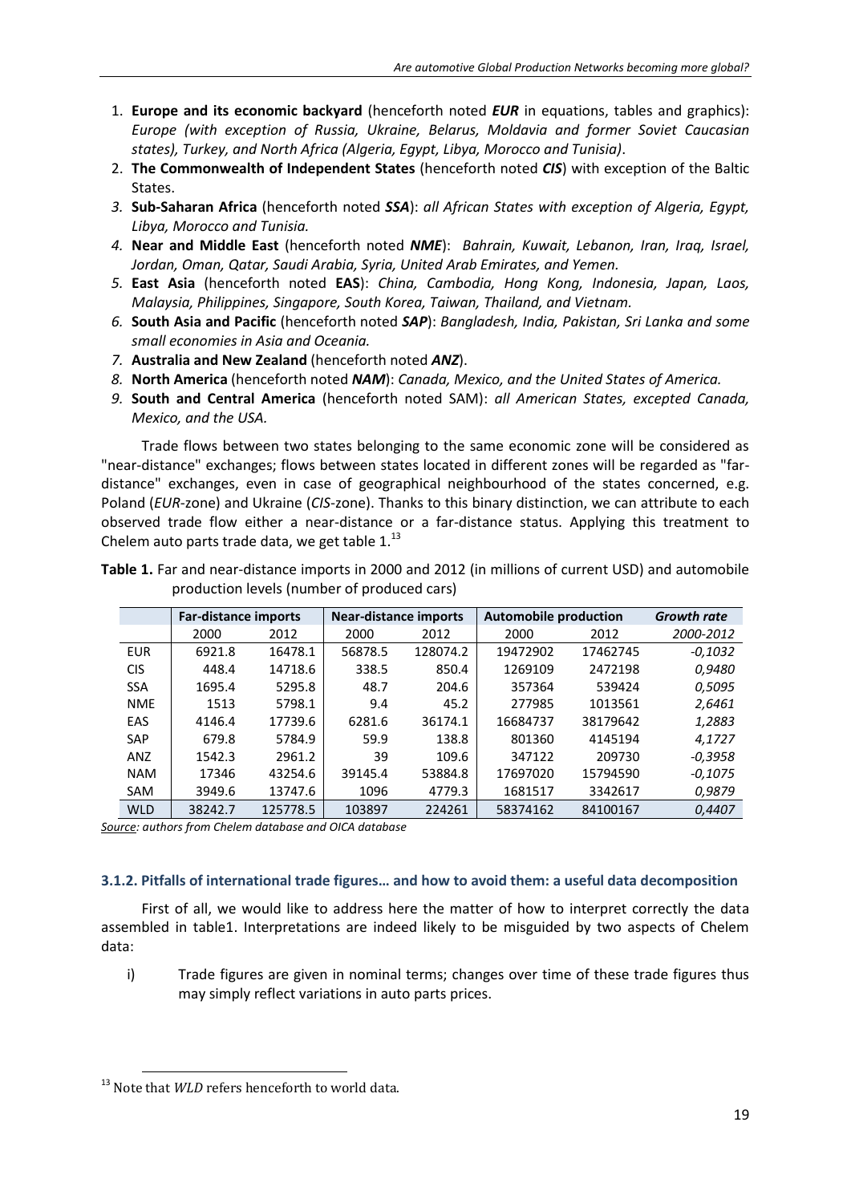1. **Europe and its economic backyard** (henceforth noted ***EUR*** in equations, tables and graphics): *Europe (with exception of Russia, Ukraine, Belarus, Moldavia and former Soviet Caucasian states), Turkey, and North Africa (Algeria, Egypt, Libya, Morocco and Tunisia)*.
2. **The Commonwealth of Independent States** (henceforth noted ***CIS***) with exception of the Baltic States.
3. **Sub-Saharan Africa** (henceforth noted ***SSA***): *all African States with exception of Algeria, Egypt, Libya, Morocco and Tunisia.*
4. **Near and Middle East** (henceforth noted ***NME***): *Bahrain, Kuwait, Lebanon, Iran, Iraq, Israel, Jordan, Oman, Qatar, Saudi Arabia, Syria, United Arab Emirates, and Yemen.*
5. **East Asia** (henceforth noted **EAS**): *China, Cambodia, Hong Kong, Indonesia, Japan, Laos, Malaysia, Philippines, Singapore, South Korea, Taiwan, Thailand, and Vietnam.*
6. **South Asia and Pacific** (henceforth noted ***SAP***): *Bangladesh, India, Pakistan, Sri Lanka and some small economies in Asia and Oceania.*
7. **Australia and New Zealand** (henceforth noted ***ANZ***).
8. **North America** (henceforth noted ***NAM***): *Canada, Mexico, and the United States of America.*
9. **South and Central America** (henceforth noted SAM): *all American States, excepted Canada, Mexico, and the USA.*

Trade flows between two states belonging to the same economic zone will be considered as "near-distance" exchanges; flows between states located in different zones will be regarded as "far-distance" exchanges, even in case of geographical neighbourhood of the states concerned, e.g. Poland (*EUR*-zone) and Ukraine (*CIS*-zone). Thanks to this binary distinction, we can attribute to each observed trade flow either a near-distance or a far-distance status. Applying this treatment to Chelem auto parts trade data, we get table 1.[13]

**Table 1.** Far and near-distance imports in 2000 and 2012 (in millions of current USD) and automobile production levels (number of produced cars)

| | **Far-distance imports** | | **Near-distance imports** | | **Automobile production** | | ***Growth rate*** |
|---|---|---|---|---|---|---|---|
| | 2000 | 2012 | 2000 | 2012 | 2000 | 2012 | *2000-2012* |
| EUR | 6921.8 | 16478.1 | 56878.5 | 128074.2 | 19472902 | 17462745 | *-0,1032* |
| CIS | 448.4 | 14718.6 | 338.5 | 850.4 | 1269109 | 2472198 | *0,9480* |
| SSA | 1695.4 | 5295.8 | 48.7 | 204.6 | 357364 | 539424 | *0,5095* |
| NME | 1513 | 5798.1 | 9.4 | 45.2 | 277985 | 1013561 | *2,6461* |
| EAS | 4146.4 | 17739.6 | 6281.6 | 36174.1 | 16684737 | 38179642 | *1,2883* |
| SAP | 679.8 | 5784.9 | 59.9 | 138.8 | 801360 | 4145194 | *4,1727* |
| ANZ | 1542.3 | 2961.2 | 39 | 109.6 | 347122 | 209730 | *-0,3958* |
| NAM | 17346 | 43254.6 | 39145.4 | 53884.8 | 17697020 | 15794590 | *-0,1075* |
| SAM | 3949.6 | 13747.6 | 1096 | 4779.3 | 1681517 | 3342617 | *0,9879* |
| WLD | 38242.7 | 125778.5 | 103897 | 224261 | 58374162 | 84100167 | *0,4407* |

*Source: authors from Chelem database and OICA database*

### 3.1.2. Pitfalls of international trade figures… and how to avoid them: a useful data decomposition

First of all, we would like to address here the matter of how to interpret correctly the data assembled in table1. Interpretations are indeed likely to be misguided by two aspects of Chelem data:

i) Trade figures are given in nominal terms; changes over time of these trade figures thus may simply reflect variations in auto parts prices.

[13] Note that *WLD* refers henceforth to world data.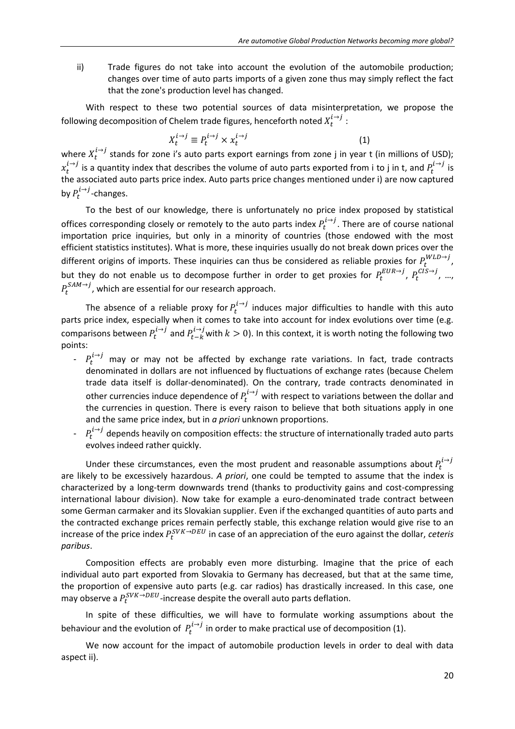ii) Trade figures do not take into account the evolution of the automobile production; changes over time of auto parts imports of a given zone thus may simply reflect the fact that the zone's production level has changed.

With respect to these two potential sources of data misinterpretation, we propose the following decomposition of Chelem trade figures, henceforth noted $X_t^{i \to j}$ :

$$X_t^{i \to j} \equiv P_t^{i \to j} \times x_t^{i \to j} \qquad (1)$$

where $X_t^{i \to j}$ stands for zone i's auto parts export earnings from zone j in year t (in millions of USD); $x_t^{i \to j}$ is a quantity index that describes the volume of auto parts exported from i to j in t, and $P_t^{i \to j}$ is the associated auto parts price index. Auto parts price changes mentioned under i) are now captured by $P_t^{i \to j}$-changes.

To the best of our knowledge, there is unfortunately no price index proposed by statistical offices corresponding closely or remotely to the auto parts index $P_t^{i \to j}$. There are of course national importation price inquiries, but only in a minority of countries (those endowed with the most efficient statistics institutes). What is more, these inquiries usually do not break down prices over the different origins of imports. These inquiries can thus be considered as reliable proxies for $P_t^{WLD \to j}$, but they do not enable us to decompose further in order to get proxies for $P_t^{EUR \to j}$, $P_t^{CIS \to j}$, …, $P_t^{SAM \to j}$, which are essential for our research approach.

The absence of a reliable proxy for $P_t^{i \to j}$ induces major difficulties to handle with this auto parts price index, especially when it comes to take into account for index evolutions over time (e.g. comparisons between $P_t^{i \to j}$ and $P_{t-k}^{i \to j}$ with $k > 0$). In this context, it is worth noting the following two points:

- $P_t^{i \to j}$ may or may not be affected by exchange rate variations. In fact, trade contracts denominated in dollars are not influenced by fluctuations of exchange rates (because Chelem trade data itself is dollar-denominated). On the contrary, trade contracts denominated in other currencies induce dependence of $P_t^{i \to j}$ with respect to variations between the dollar and the currencies in question. There is every raison to believe that both situations apply in one and the same price index, but in *a priori* unknown proportions.
- $P_t^{i \to j}$ depends heavily on composition effects: the structure of internationally traded auto parts evolves indeed rather quickly.

Under these circumstances, even the most prudent and reasonable assumptions about $P_t^{i \to j}$ are likely to be excessively hazardous. *A priori*, one could be tempted to assume that the index is characterized by a long-term downwards trend (thanks to productivity gains and cost-compressing international labour division). Now take for example a euro-denominated trade contract between some German carmaker and its Slovakian supplier. Even if the exchanged quantities of auto parts and the contracted exchange prices remain perfectly stable, this exchange relation would give rise to an increase of the price index $P_t^{SVK \to DEU}$ in case of an appreciation of the euro against the dollar, *ceteris paribus*.

Composition effects are probably even more disturbing. Imagine that the price of each individual auto part exported from Slovakia to Germany has decreased, but that at the same time, the proportion of expensive auto parts (e.g. car radios) has drastically increased. In this case, one may observe a $P_t^{SVK \to DEU}$-increase despite the overall auto parts deflation.

In spite of these difficulties, we will have to formulate working assumptions about the behaviour and the evolution of $P_t^{i \to j}$ in order to make practical use of decomposition (1).

We now account for the impact of automobile production levels in order to deal with data aspect ii).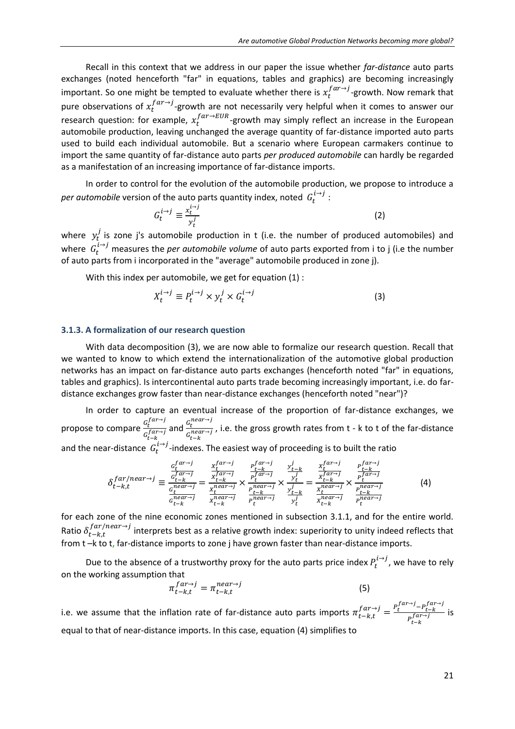Recall in this context that we address in our paper the issue whether *far-distance* auto parts exchanges (noted henceforth "far" in equations, tables and graphics) are becoming increasingly important. So one might be tempted to evaluate whether there is $x_t^{far\rightarrow j}$-growth. Now remark that pure observations of $x_t^{far\rightarrow j}$-growth are not necessarily very helpful when it comes to answer our research question: for example, $x_t^{far\rightarrow EUR}$-growth may simply reflect an increase in the European automobile production, leaving unchanged the average quantity of far-distance imported auto parts used to build each individual automobile. But a scenario where European carmakers continue to import the same quantity of far-distance auto parts *per produced automobile* can hardly be regarded as a manifestation of an increasing importance of far-distance imports.

In order to control for the evolution of the automobile production, we propose to introduce a *per automobile* version of the auto parts quantity index, noted $G_t^{i\rightarrow j}$ :

$$G_t^{i\rightarrow j} \equiv \frac{x_t^{i\rightarrow j}}{y_t^j} \tag{2}$$

where $y_t^j$ is zone j's automobile production in t (i.e. the number of produced automobiles) and where $G_t^{i\rightarrow j}$ measures the *per automobile volume* of auto parts exported from i to j (i.e the number of auto parts from i incorporated in the "average" automobile produced in zone j).

With this index per automobile, we get for equation (1) :

$$X_t^{i\rightarrow j} \equiv P_t^{i\rightarrow j} \times y_t^j \times G_t^{i\rightarrow j} \tag{3}$$

### 3.1.3. A formalization of our research question

With data decomposition (3), we are now able to formalize our research question. Recall that we wanted to know to which extend the internationalization of the automotive global production networks has an impact on far-distance auto parts exchanges (henceforth noted "far" in equations, tables and graphics). Is intercontinental auto parts trade becoming increasingly important, i.e. do far-distance exchanges grow faster than near-distance exchanges (henceforth noted "near")?

In order to capture an eventual increase of the proportion of far-distance exchanges, we propose to compare $\frac{G_t^{far\rightarrow j}}{G_{t-k}^{far\rightarrow j}}$ and $\frac{G_t^{near\rightarrow j}}{G_{t-k}^{near\rightarrow j}}$, i.e. the gross growth rates from t - k to t of the far-distance and the near-distance $G_t^{i\rightarrow j}$-indexes. The easiest way of proceeding is to built the ratio

$$\delta_{t-k,t}^{far/near\rightarrow j} \equiv \frac{\frac{G_t^{far\rightarrow j}}{G_{t-k}^{far\rightarrow j}}}{\frac{G_t^{near\rightarrow j}}{G_{t-k}^{near\rightarrow j}}} = \frac{\frac{X_t^{far\rightarrow j}}{X_{t-k}^{far\rightarrow j}}}{\frac{X_t^{near\rightarrow j}}{X_{t-k}^{near\rightarrow j}}} \times \frac{\frac{P_{t-k}^{far\rightarrow j}}{P_t^{far\rightarrow j}}}{\frac{P_{t-k}^{near\rightarrow j}}{P_t^{near\rightarrow j}}} \times \frac{\frac{y_{t-k}^j}{y_t^j}}{\frac{y_{t-k}^j}{y_t^j}} = \frac{\frac{X_t^{far\rightarrow j}}{X_{t-k}^{far\rightarrow j}}}{\frac{X_t^{near\rightarrow j}}{X_{t-k}^{near\rightarrow j}}} \times \frac{\frac{P_{t-k}^{far\rightarrow j}}{P_t^{far\rightarrow j}}}{\frac{P_{t-k}^{near\rightarrow j}}{P_t^{near\rightarrow j}}} \tag{4}$$

for each zone of the nine economic zones mentioned in subsection 3.1.1, and for the entire world. Ratio $\delta_{t-k,t}^{far/near\rightarrow j}$ interprets best as a relative growth index: superiority to unity indeed reflects that from t –k to t, far-distance imports to zone j have grown faster than near-distance imports.

Due to the absence of a trustworthy proxy for the auto parts price index $P_t^{i\rightarrow j}$, we have to rely on the working assumption that

$$\pi_{t-k,t}^{far\rightarrow j} = \pi_{t-k,t}^{near\rightarrow j} \tag{5}$$

i.e. we assume that the inflation rate of far-distance auto parts imports $\pi_{t-k,t}^{far\rightarrow j} = \frac{P_t^{far\rightarrow j} - P_{t-k}^{far\rightarrow j}}{P_{t-k}^{far\rightarrow j}}$ is equal to that of near-distance imports. In this case, equation (4) simplifies to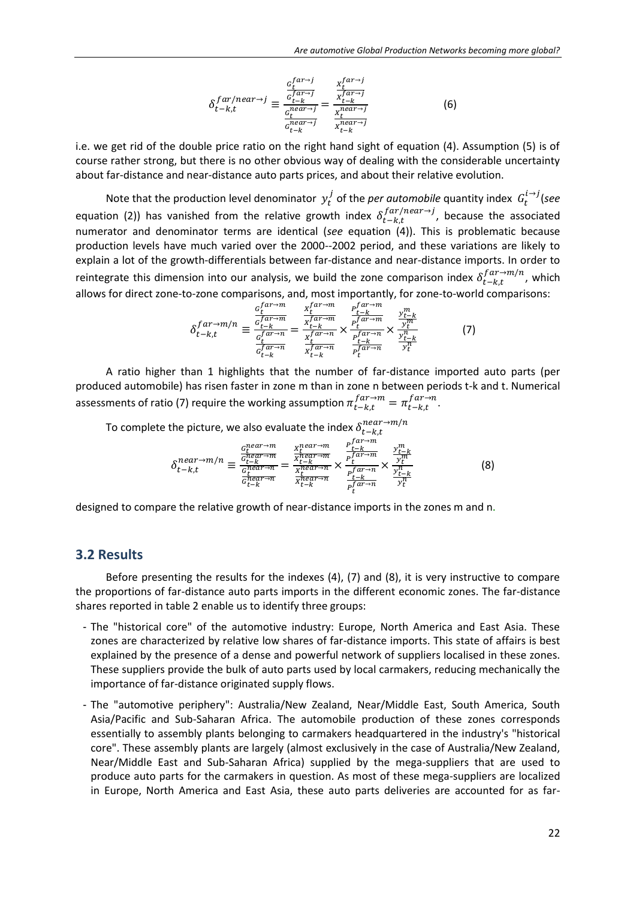$$\delta_{t-k,t}^{far/near\to j} \equiv \frac{\frac{G_t^{far\to j}}{G_{t-k}^{far\to j}}}{\frac{G_t^{near\to j}}{G_{t-k}^{near\to j}}} = \frac{\frac{X_t^{far\to j}}{X_{t-k}^{far\to j}}}{\frac{X_t^{near\to j}}{X_{t-k}^{near\to j}}} \tag{6}$$

i.e. we get rid of the double price ratio on the right hand sight of equation (4). Assumption (5) is of course rather strong, but there is no other obvious way of dealing with the considerable uncertainty about far-distance and near-distance auto parts prices, and about their relative evolution.

Note that the production level denominator $y_t^j$ of the *per automobile* quantity index $G_t^{i\to j}$ (*see* equation (2)) has vanished from the relative growth index $\delta_{t-k,t}^{far/near\to j}$, because the associated numerator and denominator terms are identical (*see* equation (4)). This is problematic because production levels have much varied over the 2000--2002 period, and these variations are likely to explain a lot of the growth-differentials between far-distance and near-distance imports. In order to reintegrate this dimension into our analysis, we build the zone comparison index $\delta_{t-k,t}^{far\to m/n}$, which allows for direct zone-to-zone comparisons, and, most importantly, for zone-to-world comparisons:

$$\delta_{t-k,t}^{far\to m/n} \equiv \frac{\frac{G_t^{far\to m}}{G_{t-k}^{far\to m}}}{\frac{G_t^{far\to n}}{G_{t-k}^{far\to n}}} = \frac{\frac{X_t^{far\to m}}{X_{t-k}^{far\to m}}}{\frac{X_t^{far\to n}}{X_{t-k}^{far\to n}}} \times \frac{\frac{P_{t-k}^{far\to m}}{P_t^{far\to m}}}{\frac{P_{t-k}^{far\to n}}{P_t^{far\to n}}} \times \frac{\frac{y_{t-k}^m}{y_t^m}}{\frac{y_{t-k}^n}{y_t^n}} \tag{7}$$

A ratio higher than 1 highlights that the number of far-distance imported auto parts (per produced automobile) has risen faster in zone m than in zone n between periods t-k and t. Numerical assessments of ratio (7) require the working assumption $\pi_{t-k,t}^{far\to m} = \pi_{t-k,t}^{far\to n}$.

To complete the picture, we also evaluate the index $\delta_{t-k,t}^{near\to m/n}$

$$\delta_{t-k,t}^{near\to m/n} \equiv \frac{\frac{G_t^{near\to m}}{G_{t-k}^{near\to m}}}{\frac{G_t^{near\to n}}{G_{t-k}^{near\to n}}} = \frac{\frac{X_t^{near\to m}}{X_{t-k}^{near\to m}}}{\frac{X_t^{near\to n}}{X_{t-k}^{near\to n}}} \times \frac{\frac{P_{t-k}^{far\to m}}{P_t^{far\to m}}}{\frac{P_{t-k}^{far\to n}}{P_t^{far\to n}}} \times \frac{\frac{y_{t-k}^m}{y_t^m}}{\frac{y_{t-k}^n}{y_t^n}} \tag{8}$$

designed to compare the relative growth of near-distance imports in the zones m and n.

## 3.2 Results

Before presenting the results for the indexes (4), (7) and (8), it is very instructive to compare the proportions of far-distance auto parts imports in the different economic zones. The far-distance shares reported in table 2 enable us to identify three groups:

- The "historical core" of the automotive industry: Europe, North America and East Asia. These zones are characterized by relative low shares of far-distance imports. This state of affairs is best explained by the presence of a dense and powerful network of suppliers localised in these zones. These suppliers provide the bulk of auto parts used by local carmakers, reducing mechanically the importance of far-distance originated supply flows.
- The "automotive periphery": Australia/New Zealand, Near/Middle East, South America, South Asia/Pacific and Sub-Saharan Africa. The automobile production of these zones corresponds essentially to assembly plants belonging to carmakers headquartered in the industry's "historical core". These assembly plants are largely (almost exclusively in the case of Australia/New Zealand, Near/Middle East and Sub-Saharan Africa) supplied by the mega-suppliers that are used to produce auto parts for the carmakers in question. As most of these mega-suppliers are localized in Europe, North America and East Asia, these auto parts deliveries are accounted for as far-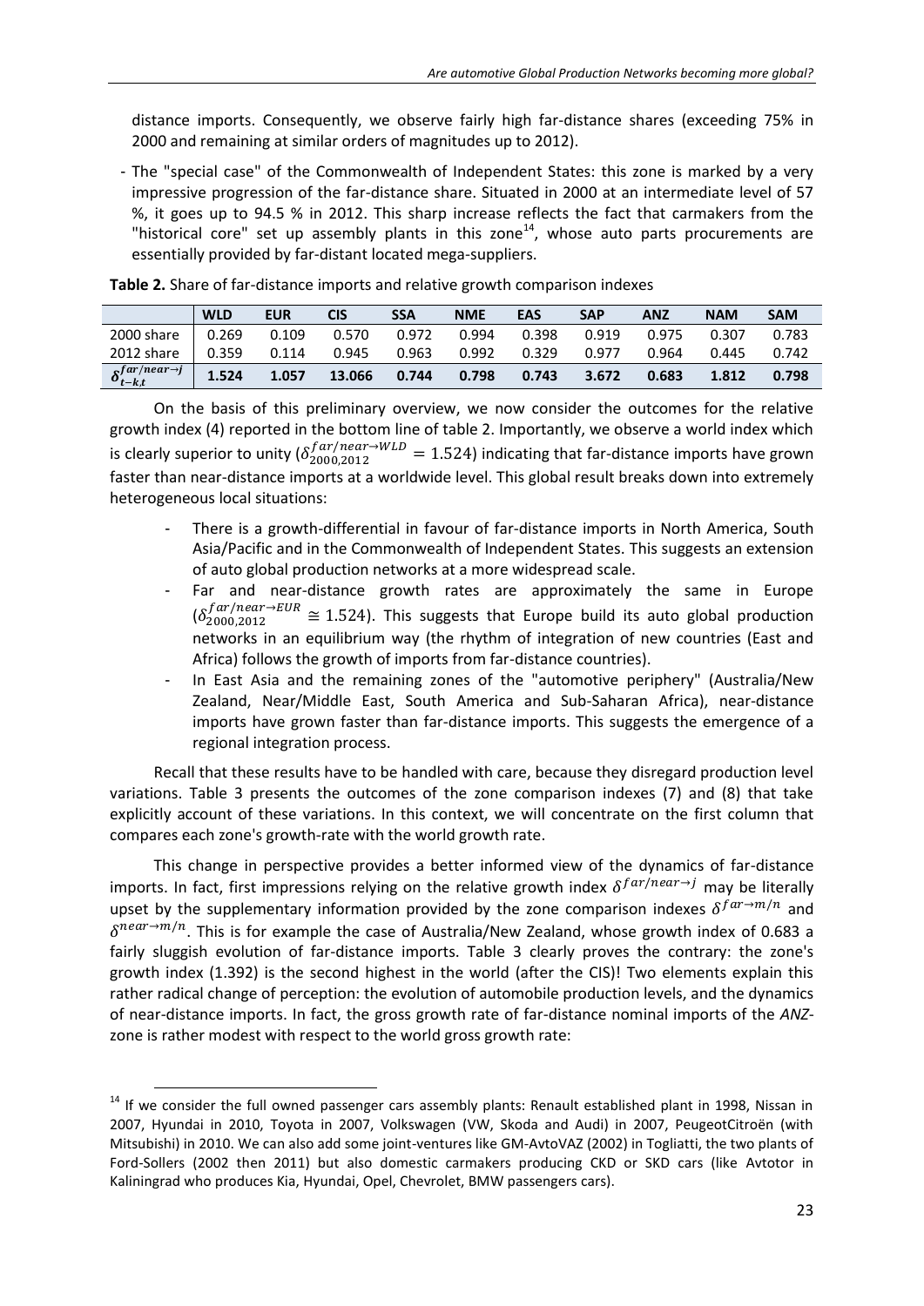distance imports. Consequently, we observe fairly high far-distance shares (exceeding 75% in 2000 and remaining at similar orders of magnitudes up to 2012).

- The "special case" of the Commonwealth of Independent States: this zone is marked by a very impressive progression of the far-distance share. Situated in 2000 at an intermediate level of 57 %, it goes up to 94.5 % in 2012. This sharp increase reflects the fact that carmakers from the "historical core" set up assembly plants in this zone[14], whose auto parts procurements are essentially provided by far-distant located mega-suppliers.

**Table 2.** Share of far-distance imports and relative growth comparison indexes

| | WLD | EUR | CIS | SSA | NME | EAS | SAP | ANZ | NAM | SAM |
|---|---|---|---|---|---|---|---|---|---|---|
| 2000 share | 0.269 | 0.109 | 0.570 | 0.972 | 0.994 | 0.398 | 0.919 | 0.975 | 0.307 | 0.783 |
| 2012 share | 0.359 | 0.114 | 0.945 | 0.963 | 0.992 | 0.329 | 0.977 | 0.964 | 0.445 | 0.742 |
| $\delta_{t-k,t}^{far/near\to j}$ | **1.524** | **1.057** | **13.066** | **0.744** | **0.798** | **0.743** | **3.672** | **0.683** | **1.812** | **0.798** |

On the basis of this preliminary overview, we now consider the outcomes for the relative growth index (4) reported in the bottom line of table 2. Importantly, we observe a world index which is clearly superior to unity ($\delta_{2000,2012}^{far/near\to WLD} = 1.524$) indicating that far-distance imports have grown faster than near-distance imports at a worldwide level. This global result breaks down into extremely heterogeneous local situations:

- There is a growth-differential in favour of far-distance imports in North America, South Asia/Pacific and in the Commonwealth of Independent States. This suggests an extension of auto global production networks at a more widespread scale.
- Far and near-distance growth rates are approximately the same in Europe ($\delta_{2000,2012}^{far/near\to EUR} \cong 1.524$). This suggests that Europe build its auto global production networks in an equilibrium way (the rhythm of integration of new countries (East and Africa) follows the growth of imports from far-distance countries).
- In East Asia and the remaining zones of the "automotive periphery" (Australia/New Zealand, Near/Middle East, South America and Sub-Saharan Africa), near-distance imports have grown faster than far-distance imports. This suggests the emergence of a regional integration process.

Recall that these results have to be handled with care, because they disregard production level variations. Table 3 presents the outcomes of the zone comparison indexes (7) and (8) that take explicitly account of these variations. In this context, we will concentrate on the first column that compares each zone's growth-rate with the world growth rate.

This change in perspective provides a better informed view of the dynamics of far-distance imports. In fact, first impressions relying on the relative growth index $\delta^{far/near\to j}$ may be literally upset by the supplementary information provided by the zone comparison indexes $\delta^{far\to m/n}$ and $\delta^{near\to m/n}$. This is for example the case of Australia/New Zealand, whose growth index of 0.683 a fairly sluggish evolution of far-distance imports. Table 3 clearly proves the contrary: the zone's growth index (1.392) is the second highest in the world (after the CIS)! Two elements explain this rather radical change of perception: the evolution of automobile production levels, and the dynamics of near-distance imports. In fact, the gross growth rate of far-distance nominal imports of the *ANZ*-zone is rather modest with respect to the world gross growth rate:

[14] If we consider the full owned passenger cars assembly plants: Renault established plant in 1998, Nissan in 2007, Hyundai in 2010, Toyota in 2007, Volkswagen (VW, Skoda and Audi) in 2007, PeugeotCitroën (with Mitsubishi) in 2010. We can also add some joint-ventures like GM-AvtoVAZ (2002) in Togliatti, the two plants of Ford-Sollers (2002 then 2011) but also domestic carmakers producing CKD or SKD cars (like Avtotor in Kaliningrad who produces Kia, Hyundai, Opel, Chevrolet, BMW passengers cars).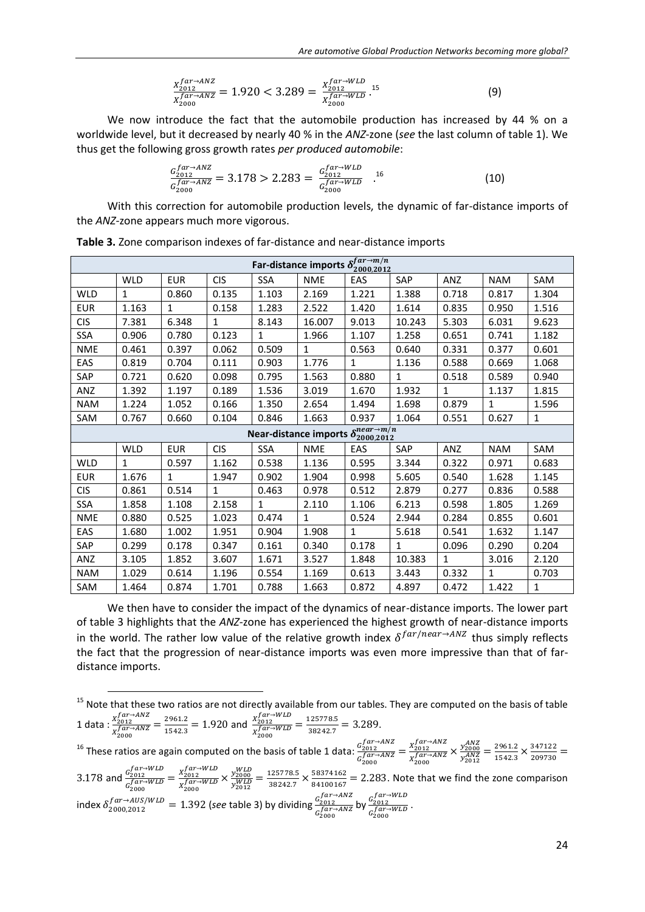$$\frac{X_{2012}^{far \to ANZ}}{X_{2000}^{far \to ANZ}} = 1.920 < 3.289 = \frac{X_{2012}^{far \to WLD}}{X_{2000}^{far \to WLD}} \text{.}^{15} \tag{9}$$

We now introduce the fact that the automobile production has increased by 44 % on a worldwide level, but it decreased by nearly 40 % in the *ANZ*-zone (*see* the last column of table 1). We thus get the following gross growth rates *per produced automobile*:

$$\frac{G_{2012}^{far \to ANZ}}{G_{2000}^{far \to ANZ}} = 3.178 > 2.283 = \frac{G_{2012}^{far \to WLD}}{G_{2000}^{far \to WLD}} \text{.}^{16} \tag{10}$$

With this correction for automobile production levels, the dynamic of far-distance imports of the *ANZ*-zone appears much more vigorous.

**Table 3.** Zone comparison indexes of far-distance and near-distance imports

| Far-distance imports $\delta_{2000,2012}^{far \to m/n}$ | | | | | | | | | | |
|---|---|---|---|---|---|---|---|---|---|---|
| | WLD | EUR | CIS | SSA | NME | EAS | SAP | ANZ | NAM | SAM |
| WLD | 1 | 0.860 | 0.135 | 1.103 | 2.169 | 1.221 | 1.388 | 0.718 | 0.817 | 1.304 |
| EUR | 1.163 | 1 | 0.158 | 1.283 | 2.522 | 1.420 | 1.614 | 0.835 | 0.950 | 1.516 |
| CIS | 7.381 | 6.348 | 1 | 8.143 | 16.007 | 9.013 | 10.243 | 5.303 | 6.031 | 9.623 |
| SSA | 0.906 | 0.780 | 0.123 | 1 | 1.966 | 1.107 | 1.258 | 0.651 | 0.741 | 1.182 |
| NME | 0.461 | 0.397 | 0.062 | 0.509 | 1 | 0.563 | 0.640 | 0.331 | 0.377 | 0.601 |
| EAS | 0.819 | 0.704 | 0.111 | 0.903 | 1.776 | 1 | 1.136 | 0.588 | 0.669 | 1.068 |
| SAP | 0.721 | 0.620 | 0.098 | 0.795 | 1.563 | 0.880 | 1 | 0.518 | 0.589 | 0.940 |
| ANZ | 1.392 | 1.197 | 0.189 | 1.536 | 3.019 | 1.670 | 1.932 | 1 | 1.137 | 1.815 |
| NAM | 1.224 | 1.052 | 0.166 | 1.350 | 2.654 | 1.494 | 1.698 | 0.879 | 1 | 1.596 |
| SAM | 0.767 | 0.660 | 0.104 | 0.846 | 1.663 | 0.937 | 1.064 | 0.551 | 0.627 | 1 |
| **Near-distance imports $\delta_{2000,2012}^{near \to m/n}$** | | | | | | | | | | |
| | WLD | EUR | CIS | SSA | NME | EAS | SAP | ANZ | NAM | SAM |
| WLD | 1 | 0.597 | 1.162 | 0.538 | 1.136 | 0.595 | 3.344 | 0.322 | 0.971 | 0.683 |
| EUR | 1.676 | 1 | 1.947 | 0.902 | 1.904 | 0.998 | 5.605 | 0.540 | 1.628 | 1.145 |
| CIS | 0.861 | 0.514 | 1 | 0.463 | 0.978 | 0.512 | 2.879 | 0.277 | 0.836 | 0.588 |
| SSA | 1.858 | 1.108 | 2.158 | 1 | 2.110 | 1.106 | 6.213 | 0.598 | 1.805 | 1.269 |
| NME | 0.880 | 0.525 | 1.023 | 0.474 | 1 | 0.524 | 2.944 | 0.284 | 0.855 | 0.601 |
| EAS | 1.680 | 1.002 | 1.951 | 0.904 | 1.908 | 1 | 5.618 | 0.541 | 1.632 | 1.147 |
| SAP | 0.299 | 0.178 | 0.347 | 0.161 | 0.340 | 0.178 | 1 | 0.096 | 0.290 | 0.204 |
| ANZ | 3.105 | 1.852 | 3.607 | 1.671 | 3.527 | 1.848 | 10.383 | 1 | 3.016 | 2.120 |
| NAM | 1.029 | 0.614 | 1.196 | 0.554 | 1.169 | 0.613 | 3.443 | 0.332 | 1 | 0.703 |
| SAM | 1.464 | 0.874 | 1.701 | 0.788 | 1.663 | 0.872 | 4.897 | 0.472 | 1.422 | 1 |

We then have to consider the impact of the dynamics of near-distance imports. The lower part of table 3 highlights that the *ANZ*-zone has experienced the highest growth of near-distance imports in the world. The rather low value of the relative growth index $\delta^{far/near \to ANZ}$ thus simply reflects the fact that the progression of near-distance imports was even more impressive than that of far-distance imports.

[15] Note that these two ratios are not directly available from our tables. They are computed on the basis of table 1 data : $\frac{X_{2012}^{far \to ANZ}}{X_{2000}^{far \to ANZ}} = \frac{2961.2}{1542.3} = 1.920$ and $\frac{X_{2012}^{far \to WLD}}{X_{2000}^{far \to WLD}} = \frac{125778.5}{38242.7} = 3.289$.

[16] These ratios are again computed on the basis of table 1 data: $\frac{G_{2012}^{far \to ANZ}}{G_{2000}^{far \to ANZ}} = \frac{X_{2012}^{far \to ANZ}}{X_{2000}^{far \to ANZ}} \times \frac{y_{2000}^{ANZ}}{y_{2012}^{ANZ}} = \frac{2961.2}{1542.3} \times \frac{347122}{209730} = 3.178$ and $\frac{G_{2012}^{far \to WLD}}{G_{2000}^{far \to WLD}} = \frac{X_{2012}^{far \to WLD}}{X_{2000}^{far \to WLD}} \times \frac{y_{2000}^{WLD}}{y_{2012}^{WLD}} = \frac{125778.5}{38242.7} \times \frac{58374162}{84100167} = 2.283$. Note that we find the zone comparison index $\delta_{2000,2012}^{far \to AUS/WLD} = 1.392$ (*see* table 3) by dividing $\frac{G_{2012}^{far \to ANZ}}{G_{2000}^{far \to ANZ}}$ by $\frac{G_{2012}^{far \to WLD}}{G_{2000}^{far \to WLD}}$.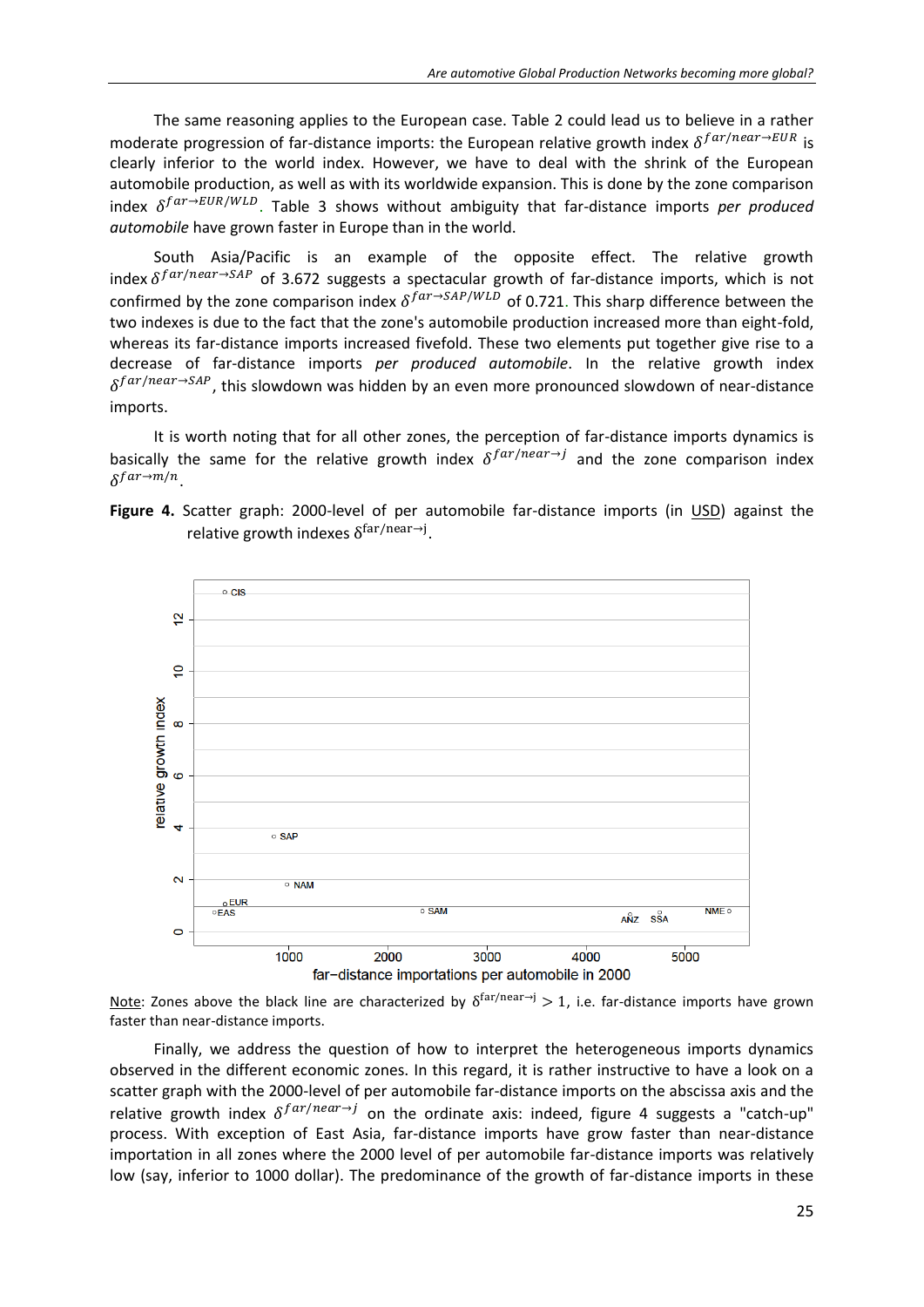The same reasoning applies to the European case. Table 2 could lead us to believe in a rather moderate progression of far-distance imports: the European relative growth index $\delta^{far/near \to EUR}$ is clearly inferior to the world index. However, we have to deal with the shrink of the European automobile production, as well as with its worldwide expansion. This is done by the zone comparison index $\delta^{far \to EUR/WLD}$. Table 3 shows without ambiguity that far-distance imports *per produced automobile* have grown faster in Europe than in the world.

South Asia/Pacific is an example of the opposite effect. The relative growth index $\delta^{far/near \to SAP}$ of 3.672 suggests a spectacular growth of far-distance imports, which is not confirmed by the zone comparison index $\delta^{far \to SAP/WLD}$ of 0.721. This sharp difference between the two indexes is due to the fact that the zone's automobile production increased more than eight-fold, whereas its far-distance imports increased fivefold. These two elements put together give rise to a decrease of far-distance imports *per produced automobile*. In the relative growth index $\delta^{far/near \to SAP}$, this slowdown was hidden by an even more pronounced slowdown of near-distance imports.

It is worth noting that for all other zones, the perception of far-distance imports dynamics is basically the same for the relative growth index $\delta^{far/near \to j}$ and the zone comparison index $\delta^{far \to m/n}$.

**Figure 4.** Scatter graph: 2000-level of per automobile far-distance imports (in USD) against the relative growth indexes $\delta^{\mathrm{far/near} \to \mathrm{j}}$.

Note: Zones above the black line are characterized by $\delta^{\mathrm{far/near} \to \mathrm{j}} > 1$, i.e. far-distance imports have grown faster than near-distance imports.

Finally, we address the question of how to interpret the heterogeneous imports dynamics observed in the different economic zones. In this regard, it is rather instructive to have a look on a scatter graph with the 2000-level of per automobile far-distance imports on the abscissa axis and the relative growth index $\delta^{far/near \to j}$ on the ordinate axis: indeed, figure 4 suggests a "catch-up" process. With exception of East Asia, far-distance imports have grow faster than near-distance importation in all zones where the 2000 level of per automobile far-distance imports was relatively low (say, inferior to 1000 dollar). The predominance of the growth of far-distance imports in these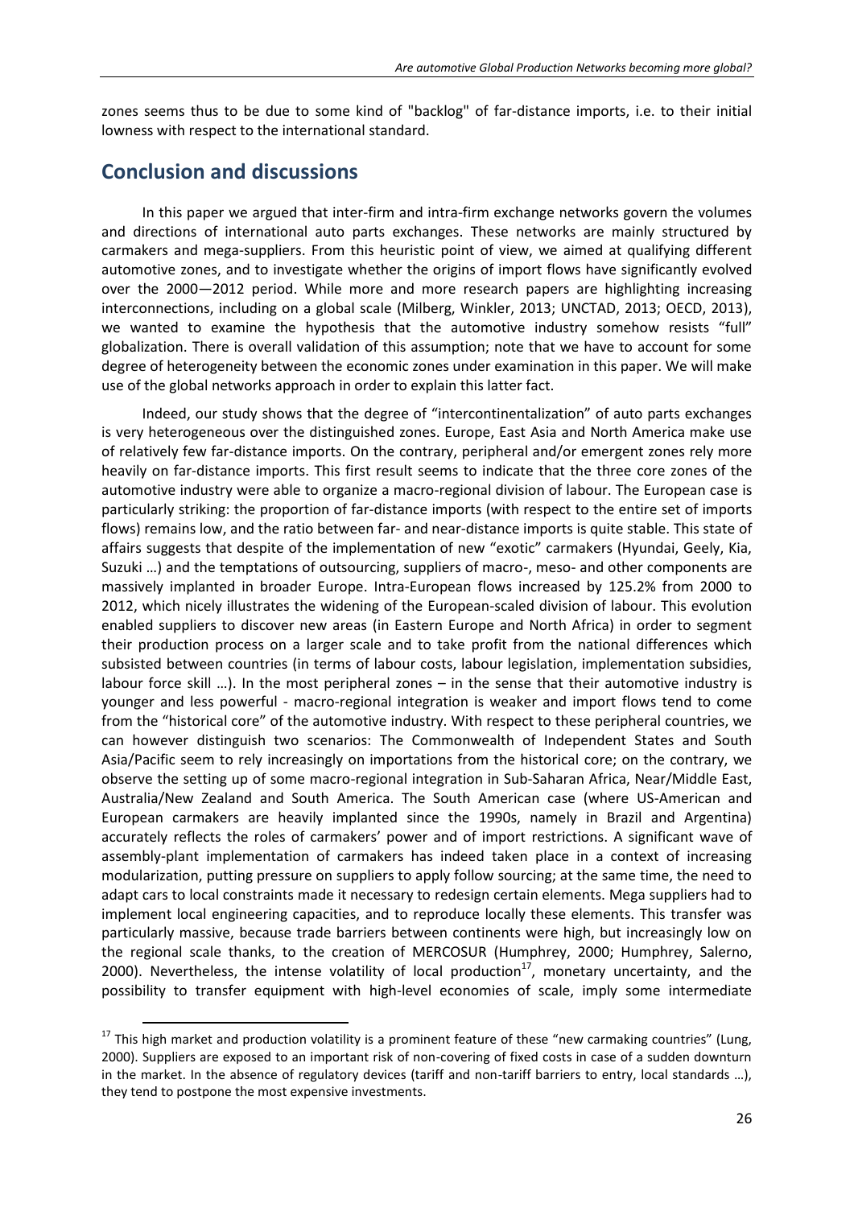zones seems thus to be due to some kind of "backlog" of far-distance imports, i.e. to their initial lowness with respect to the international standard.

## Conclusion and discussions

In this paper we argued that inter-firm and intra-firm exchange networks govern the volumes and directions of international auto parts exchanges. These networks are mainly structured by carmakers and mega-suppliers. From this heuristic point of view, we aimed at qualifying different automotive zones, and to investigate whether the origins of import flows have significantly evolved over the 2000—2012 period. While more and more research papers are highlighting increasing interconnections, including on a global scale (Milberg, Winkler, 2013; UNCTAD, 2013; OECD, 2013), we wanted to examine the hypothesis that the automotive industry somehow resists "full" globalization. There is overall validation of this assumption; note that we have to account for some degree of heterogeneity between the economic zones under examination in this paper. We will make use of the global networks approach in order to explain this latter fact.

Indeed, our study shows that the degree of "intercontinentalization" of auto parts exchanges is very heterogeneous over the distinguished zones. Europe, East Asia and North America make use of relatively few far-distance imports. On the contrary, peripheral and/or emergent zones rely more heavily on far-distance imports. This first result seems to indicate that the three core zones of the automotive industry were able to organize a macro-regional division of labour. The European case is particularly striking: the proportion of far-distance imports (with respect to the entire set of imports flows) remains low, and the ratio between far- and near-distance imports is quite stable. This state of affairs suggests that despite of the implementation of new "exotic" carmakers (Hyundai, Geely, Kia, Suzuki …) and the temptations of outsourcing, suppliers of macro-, meso- and other components are massively implanted in broader Europe. Intra-European flows increased by 125.2% from 2000 to 2012, which nicely illustrates the widening of the European-scaled division of labour. This evolution enabled suppliers to discover new areas (in Eastern Europe and North Africa) in order to segment their production process on a larger scale and to take profit from the national differences which subsisted between countries (in terms of labour costs, labour legislation, implementation subsidies, labour force skill …). In the most peripheral zones – in the sense that their automotive industry is younger and less powerful - macro-regional integration is weaker and import flows tend to come from the "historical core" of the automotive industry. With respect to these peripheral countries, we can however distinguish two scenarios: The Commonwealth of Independent States and South Asia/Pacific seem to rely increasingly on importations from the historical core; on the contrary, we observe the setting up of some macro-regional integration in Sub-Saharan Africa, Near/Middle East, Australia/New Zealand and South America. The South American case (where US-American and European carmakers are heavily implanted since the 1990s, namely in Brazil and Argentina) accurately reflects the roles of carmakers' power and of import restrictions. A significant wave of assembly-plant implementation of carmakers has indeed taken place in a context of increasing modularization, putting pressure on suppliers to apply follow sourcing; at the same time, the need to adapt cars to local constraints made it necessary to redesign certain elements. Mega suppliers had to implement local engineering capacities, and to reproduce locally these elements. This transfer was particularly massive, because trade barriers between continents were high, but increasingly low on the regional scale thanks, to the creation of MERCOSUR (Humphrey, 2000; Humphrey, Salerno, 2000). Nevertheless, the intense volatility of local production[17], monetary uncertainty, and the possibility to transfer equipment with high-level economies of scale, imply some intermediate

[17] This high market and production volatility is a prominent feature of these "new carmaking countries" (Lung, 2000). Suppliers are exposed to an important risk of non-covering of fixed costs in case of a sudden downturn in the market. In the absence of regulatory devices (tariff and non-tariff barriers to entry, local standards …), they tend to postpone the most expensive investments.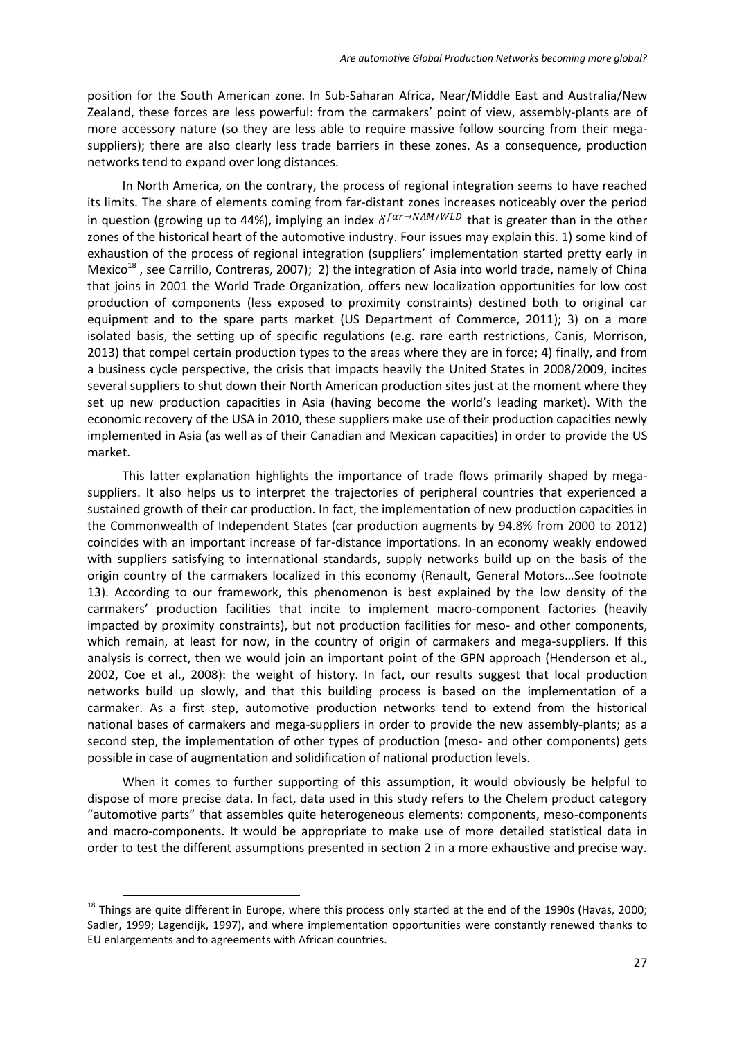position for the South American zone. In Sub-Saharan Africa, Near/Middle East and Australia/New Zealand, these forces are less powerful: from the carmakers' point of view, assembly-plants are of more accessory nature (so they are less able to require massive follow sourcing from their mega-suppliers); there are also clearly less trade barriers in these zones. As a consequence, production networks tend to expand over long distances.

In North America, on the contrary, the process of regional integration seems to have reached its limits. The share of elements coming from far-distant zones increases noticeably over the period in question (growing up to 44%), implying an index $\delta^{far \rightarrow NAM/WLD}$ that is greater than in the other zones of the historical heart of the automotive industry. Four issues may explain this. 1) some kind of exhaustion of the process of regional integration (suppliers' implementation started pretty early in Mexico[18], see Carrillo, Contreras, 2007); 2) the integration of Asia into world trade, namely of China that joins in 2001 the World Trade Organization, offers new localization opportunities for low cost production of components (less exposed to proximity constraints) destined both to original car equipment and to the spare parts market (US Department of Commerce, 2011); 3) on a more isolated basis, the setting up of specific regulations (e.g. rare earth restrictions, Canis, Morrison, 2013) that compel certain production types to the areas where they are in force; 4) finally, and from a business cycle perspective, the crisis that impacts heavily the United States in 2008/2009, incites several suppliers to shut down their North American production sites just at the moment where they set up new production capacities in Asia (having become the world's leading market). With the economic recovery of the USA in 2010, these suppliers make use of their production capacities newly implemented in Asia (as well as of their Canadian and Mexican capacities) in order to provide the US market.

This latter explanation highlights the importance of trade flows primarily shaped by mega-suppliers. It also helps us to interpret the trajectories of peripheral countries that experienced a sustained growth of their car production. In fact, the implementation of new production capacities in the Commonwealth of Independent States (car production augments by 94.8% from 2000 to 2012) coincides with an important increase of far-distance importations. In an economy weakly endowed with suppliers satisfying to international standards, supply networks build up on the basis of the origin country of the carmakers localized in this economy (Renault, General Motors…See footnote 13). According to our framework, this phenomenon is best explained by the low density of the carmakers' production facilities that incite to implement macro-component factories (heavily impacted by proximity constraints), but not production facilities for meso- and other components, which remain, at least for now, in the country of origin of carmakers and mega-suppliers. If this analysis is correct, then we would join an important point of the GPN approach (Henderson et al., 2002, Coe et al., 2008): the weight of history. In fact, our results suggest that local production networks build up slowly, and that this building process is based on the implementation of a carmaker. As a first step, automotive production networks tend to extend from the historical national bases of carmakers and mega-suppliers in order to provide the new assembly-plants; as a second step, the implementation of other types of production (meso- and other components) gets possible in case of augmentation and solidification of national production levels.

When it comes to further supporting of this assumption, it would obviously be helpful to dispose of more precise data. In fact, data used in this study refers to the Chelem product category "automotive parts" that assembles quite heterogeneous elements: components, meso-components and macro-components. It would be appropriate to make use of more detailed statistical data in order to test the different assumptions presented in section 2 in a more exhaustive and precise way.

---

[18] Things are quite different in Europe, where this process only started at the end of the 1990s (Havas, 2000; Sadler, 1999; Lagendijk, 1997), and where implementation opportunities were constantly renewed thanks to EU enlargements and to agreements with African countries.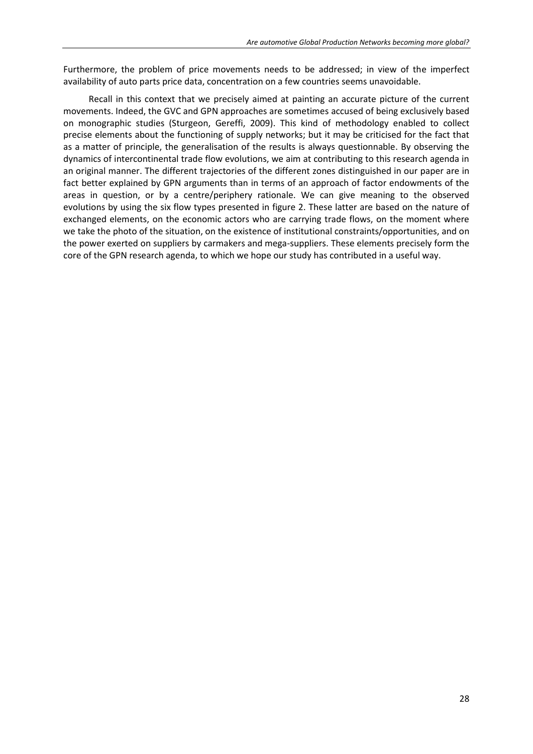Furthermore, the problem of price movements needs to be addressed; in view of the imperfect availability of auto parts price data, concentration on a few countries seems unavoidable.

Recall in this context that we precisely aimed at painting an accurate picture of the current movements. Indeed, the GVC and GPN approaches are sometimes accused of being exclusively based on monographic studies (Sturgeon, Gereffi, 2009). This kind of methodology enabled to collect precise elements about the functioning of supply networks; but it may be criticised for the fact that as a matter of principle, the generalisation of the results is always questionnable. By observing the dynamics of intercontinental trade flow evolutions, we aim at contributing to this research agenda in an original manner. The different trajectories of the different zones distinguished in our paper are in fact better explained by GPN arguments than in terms of an approach of factor endowments of the areas in question, or by a centre/periphery rationale. We can give meaning to the observed evolutions by using the six flow types presented in figure 2. These latter are based on the nature of exchanged elements, on the economic actors who are carrying trade flows, on the moment where we take the photo of the situation, on the existence of institutional constraints/opportunities, and on the power exerted on suppliers by carmakers and mega-suppliers. These elements precisely form the core of the GPN research agenda, to which we hope our study has contributed in a useful way.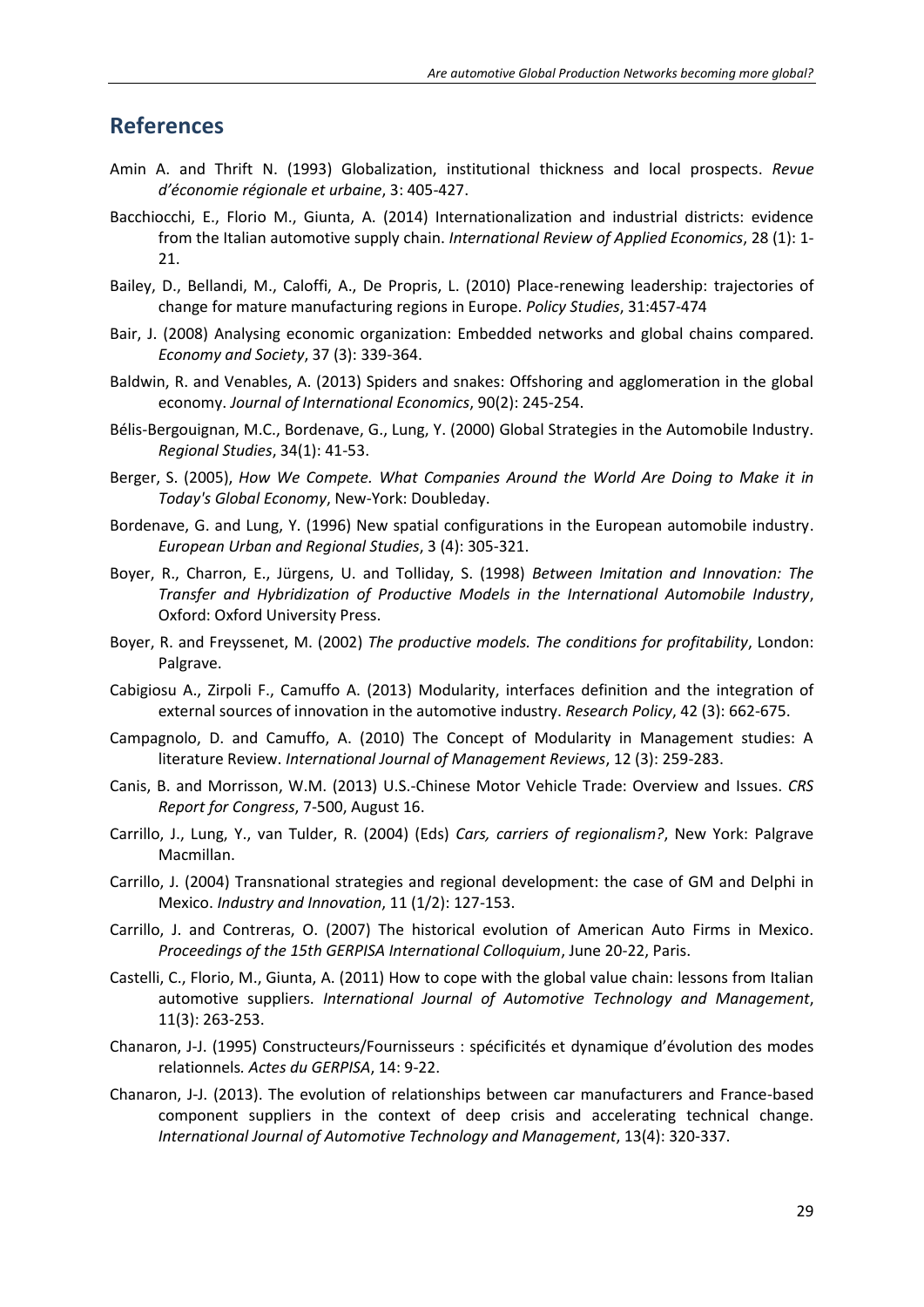## References

Amin A. and Thrift N. (1993) Globalization, institutional thickness and local prospects. *Revue d'économie régionale et urbaine*, 3: 405-427.

Bacchiocchi, E., Florio M., Giunta, A. (2014) Internationalization and industrial districts: evidence from the Italian automotive supply chain. *International Review of Applied Economics*, 28 (1): 1-21.

Bailey, D., Bellandi, M., Caloffi, A., De Propris, L. (2010) Place-renewing leadership: trajectories of change for mature manufacturing regions in Europe. *Policy Studies*, 31:457-474

Bair, J. (2008) Analysing economic organization: Embedded networks and global chains compared. *Economy and Society*, 37 (3): 339-364.

Baldwin, R. and Venables, A. (2013) Spiders and snakes: Offshoring and agglomeration in the global economy. *Journal of International Economics*, 90(2): 245-254.

Bélis-Bergouignan, M.C., Bordenave, G., Lung, Y. (2000) Global Strategies in the Automobile Industry. *Regional Studies*, 34(1): 41-53.

Berger, S. (2005), *How We Compete. What Companies Around the World Are Doing to Make it in Today's Global Economy*, New-York: Doubleday.

Bordenave, G. and Lung, Y. (1996) New spatial configurations in the European automobile industry. *European Urban and Regional Studies*, 3 (4): 305-321.

Boyer, R., Charron, E., Jürgens, U. and Tolliday, S. (1998) *Between Imitation and Innovation: The Transfer and Hybridization of Productive Models in the International Automobile Industry*, Oxford: Oxford University Press.

Boyer, R. and Freyssenet, M. (2002) *The productive models. The conditions for profitability*, London: Palgrave.

Cabigiosu A., Zirpoli F., Camuffo A. (2013) Modularity, interfaces definition and the integration of external sources of innovation in the automotive industry. *Research Policy*, 42 (3): 662-675.

Campagnolo, D. and Camuffo, A. (2010) The Concept of Modularity in Management studies: A literature Review. *International Journal of Management Reviews*, 12 (3): 259-283.

Canis, B. and Morrisson, W.M. (2013) U.S.-Chinese Motor Vehicle Trade: Overview and Issues. *CRS Report for Congress*, 7-500, August 16.

Carrillo, J., Lung, Y., van Tulder, R. (2004) (Eds) *Cars, carriers of regionalism?*, New York: Palgrave Macmillan.

Carrillo, J. (2004) Transnational strategies and regional development: the case of GM and Delphi in Mexico. *Industry and Innovation*, 11 (1/2): 127-153.

Carrillo, J. and Contreras, O. (2007) The historical evolution of American Auto Firms in Mexico. *Proceedings of the 15th GERPISA International Colloquium*, June 20-22, Paris.

Castelli, C., Florio, M., Giunta, A. (2011) How to cope with the global value chain: lessons from Italian automotive suppliers. *International Journal of Automotive Technology and Management*, 11(3): 263-253.

Chanaron, J-J. (1995) Constructeurs/Fournisseurs : spécificités et dynamique d'évolution des modes relationnels. *Actes du GERPISA*, 14: 9-22.

Chanaron, J-J. (2013). The evolution of relationships between car manufacturers and France-based component suppliers in the context of deep crisis and accelerating technical change. *International Journal of Automotive Technology and Management*, 13(4): 320-337.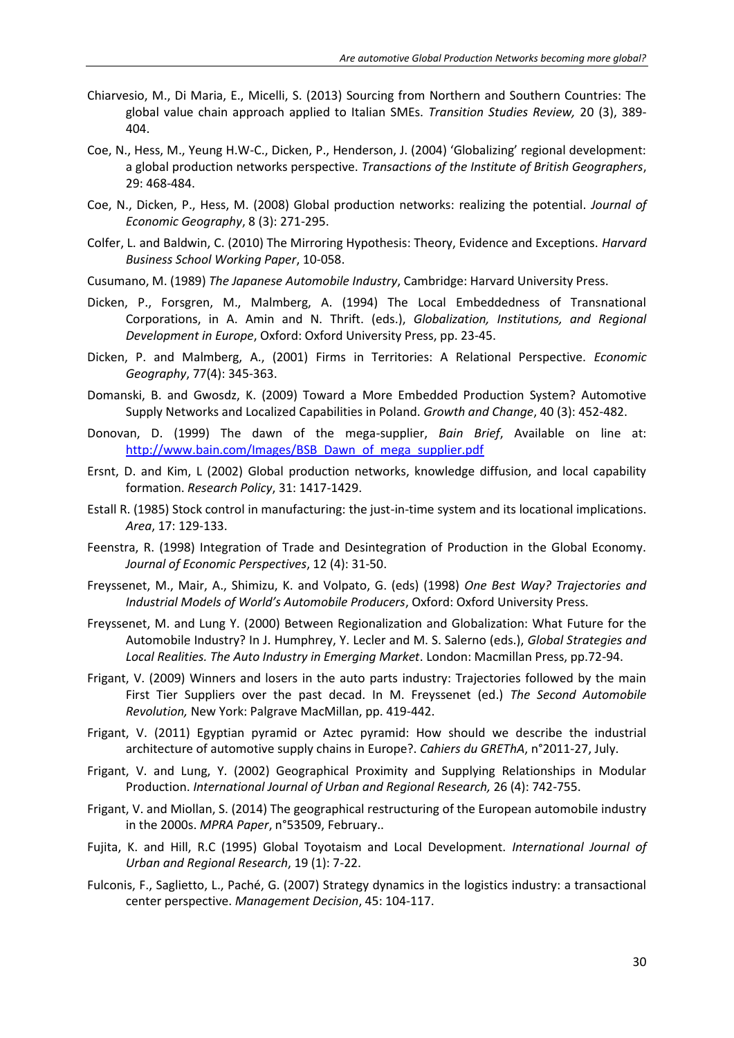Chiarvesio, M., Di Maria, E., Micelli, S. (2013) Sourcing from Northern and Southern Countries: The global value chain approach applied to Italian SMEs. *Transition Studies Review,* 20 (3), 389-404.

Coe, N., Hess, M., Yeung H.W-C., Dicken, P., Henderson, J. (2004) 'Globalizing' regional development: a global production networks perspective. *Transactions of the Institute of British Geographers*, 29: 468-484.

Coe, N., Dicken, P., Hess, M. (2008) Global production networks: realizing the potential. *Journal of Economic Geography*, 8 (3): 271-295.

Colfer, L. and Baldwin, C. (2010) The Mirroring Hypothesis: Theory, Evidence and Exceptions. *Harvard Business School Working Paper*, 10-058.

Cusumano, M. (1989) *The Japanese Automobile Industry*, Cambridge: Harvard University Press.

Dicken, P., Forsgren, M., Malmberg, A. (1994) The Local Embeddedness of Transnational Corporations, in A. Amin and N. Thrift. (eds.), *Globalization, Institutions, and Regional Development in Europe*, Oxford: Oxford University Press, pp. 23-45.

Dicken, P. and Malmberg, A., (2001) Firms in Territories: A Relational Perspective. *Economic Geography*, 77(4): 345-363.

Domanski, B. and Gwosdz, K. (2009) Toward a More Embedded Production System? Automotive Supply Networks and Localized Capabilities in Poland. *Growth and Change*, 40 (3): 452-482.

Donovan, D. (1999) The dawn of the mega-supplier, *Bain Brief*, Available on line at: http://www.bain.com/Images/BSB_Dawn_of_mega_supplier.pdf

Ersnt, D. and Kim, L (2002) Global production networks, knowledge diffusion, and local capability formation. *Research Policy*, 31: 1417-1429.

Estall R. (1985) Stock control in manufacturing: the just-in-time system and its locational implications. *Area*, 17: 129-133.

Feenstra, R. (1998) Integration of Trade and Desintegration of Production in the Global Economy. *Journal of Economic Perspectives*, 12 (4): 31-50.

Freyssenet, M., Mair, A., Shimizu, K. and Volpato, G. (eds) (1998) *One Best Way? Trajectories and Industrial Models of World's Automobile Producers*, Oxford: Oxford University Press.

Freyssenet, M. and Lung Y. (2000) Between Regionalization and Globalization: What Future for the Automobile Industry? In J. Humphrey, Y. Lecler and M. S. Salerno (eds.), *Global Strategies and Local Realities. The Auto Industry in Emerging Market*. London: Macmillan Press, pp.72-94.

Frigant, V. (2009) Winners and losers in the auto parts industry: Trajectories followed by the main First Tier Suppliers over the past decad. In M. Freyssenet (ed.) *The Second Automobile Revolution,* New York: Palgrave MacMillan, pp. 419-442.

Frigant, V. (2011) Egyptian pyramid or Aztec pyramid: How should we describe the industrial architecture of automotive supply chains in Europe?. *Cahiers du GREThA*, n°2011-27, July.

Frigant, V. and Lung, Y. (2002) Geographical Proximity and Supplying Relationships in Modular Production. *International Journal of Urban and Regional Research,* 26 (4): 742-755.

Frigant, V. and Miollan, S. (2014) The geographical restructuring of the European automobile industry in the 2000s. *MPRA Paper*, n°53509, February..

Fujita, K. and Hill, R.C (1995) Global Toyotaism and Local Development. *International Journal of Urban and Regional Research*, 19 (1): 7-22.

Fulconis, F., Saglietto, L., Paché, G. (2007) Strategy dynamics in the logistics industry: a transactional center perspective. *Management Decision*, 45: 104-117.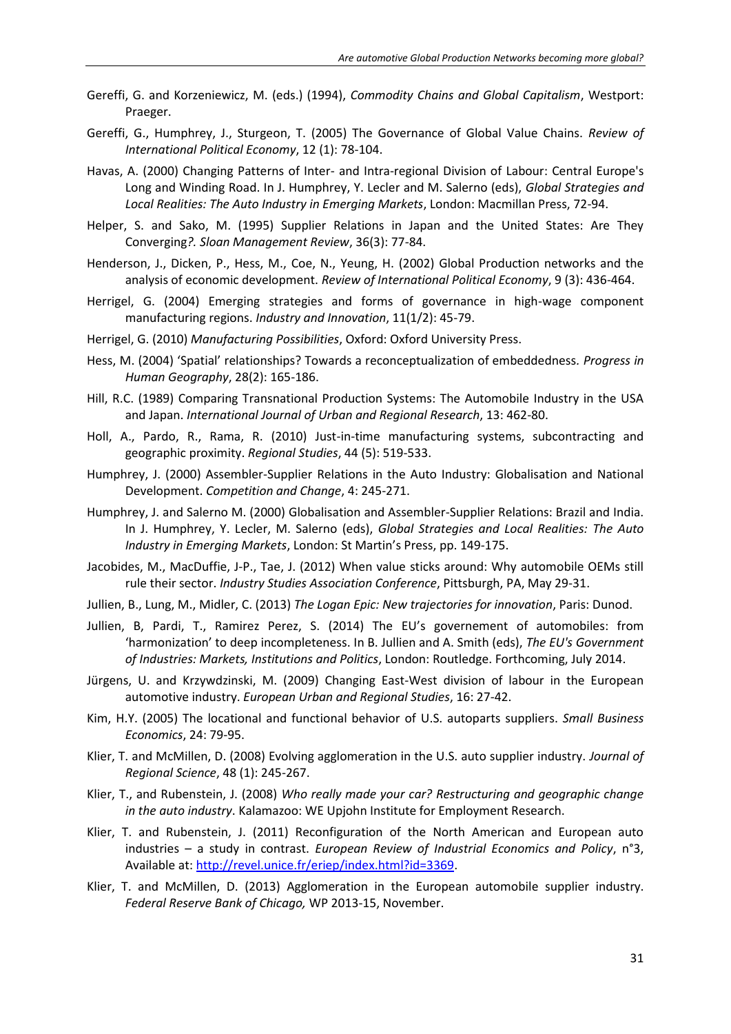Gereffi, G. and Korzeniewicz, M. (eds.) (1994), *Commodity Chains and Global Capitalism*, Westport: Praeger.

Gereffi, G., Humphrey, J., Sturgeon, T. (2005) The Governance of Global Value Chains. *Review of International Political Economy*, 12 (1): 78-104.

Havas, A. (2000) Changing Patterns of Inter- and Intra-regional Division of Labour: Central Europe's Long and Winding Road. In J. Humphrey, Y. Lecler and M. Salerno (eds), *Global Strategies and Local Realities: The Auto Industry in Emerging Markets*, London: Macmillan Press, 72-94.

Helper, S. and Sako, M. (1995) Supplier Relations in Japan and the United States: Are They Converging*?*. *Sloan Management Review*, 36(3): 77-84.

Henderson, J., Dicken, P., Hess, M., Coe, N., Yeung, H. (2002) Global Production networks and the analysis of economic development. *Review of International Political Economy*, 9 (3): 436-464.

Herrigel, G. (2004) Emerging strategies and forms of governance in high-wage component manufacturing regions. *Industry and Innovation*, 11(1/2): 45-79.

Herrigel, G. (2010) *Manufacturing Possibilities*, Oxford: Oxford University Press.

Hess, M. (2004) 'Spatial' relationships? Towards a reconceptualization of embeddedness. *Progress in Human Geography*, 28(2): 165-186.

Hill, R.C. (1989) Comparing Transnational Production Systems: The Automobile Industry in the USA and Japan. *International Journal of Urban and Regional Research*, 13: 462-80.

Holl, A., Pardo, R., Rama, R. (2010) Just-in-time manufacturing systems, subcontracting and geographic proximity. *Regional Studies*, 44 (5): 519-533.

Humphrey, J. (2000) Assembler-Supplier Relations in the Auto Industry: Globalisation and National Development. *Competition and Change*, 4: 245-271.

Humphrey, J. and Salerno M. (2000) Globalisation and Assembler-Supplier Relations: Brazil and India. In J. Humphrey, Y. Lecler, M. Salerno (eds), *Global Strategies and Local Realities: The Auto Industry in Emerging Markets*, London: St Martin's Press, pp. 149-175.

Jacobides, M., MacDuffie, J-P., Tae, J. (2012) When value sticks around: Why automobile OEMs still rule their sector. *Industry Studies Association Conference*, Pittsburgh, PA, May 29-31.

Jullien, B., Lung, M., Midler, C. (2013) *The Logan Epic: New trajectories for innovation*, Paris: Dunod.

Jullien, B, Pardi, T., Ramirez Perez, S. (2014) The EU's governement of automobiles: from 'harmonization' to deep incompleteness. In B. Jullien and A. Smith (eds), *The EU's Government of Industries: Markets, Institutions and Politics*, London: Routledge. Forthcoming, July 2014.

Jürgens, U. and Krzywdzinski, M. (2009) Changing East-West division of labour in the European automotive industry. *European Urban and Regional Studies*, 16: 27-42.

Kim, H.Y. (2005) The locational and functional behavior of U.S. autoparts suppliers. *Small Business Economics*, 24: 79-95.

Klier, T. and McMillen, D. (2008) Evolving agglomeration in the U.S. auto supplier industry. *Journal of Regional Science*, 48 (1): 245-267.

Klier, T., and Rubenstein, J. (2008) *Who really made your car? Restructuring and geographic change in the auto industry*. Kalamazoo: WE Upjohn Institute for Employment Research.

Klier, T. and Rubenstein, J. (2011) Reconfiguration of the North American and European auto industries – a study in contrast. *European Review of Industrial Economics and Policy*, n°3, Available at: http://revel.unice.fr/eriep/index.html?id=3369.

Klier, T. and McMillen, D. (2013) Agglomeration in the European automobile supplier industry. *Federal Reserve Bank of Chicago,* WP 2013-15, November.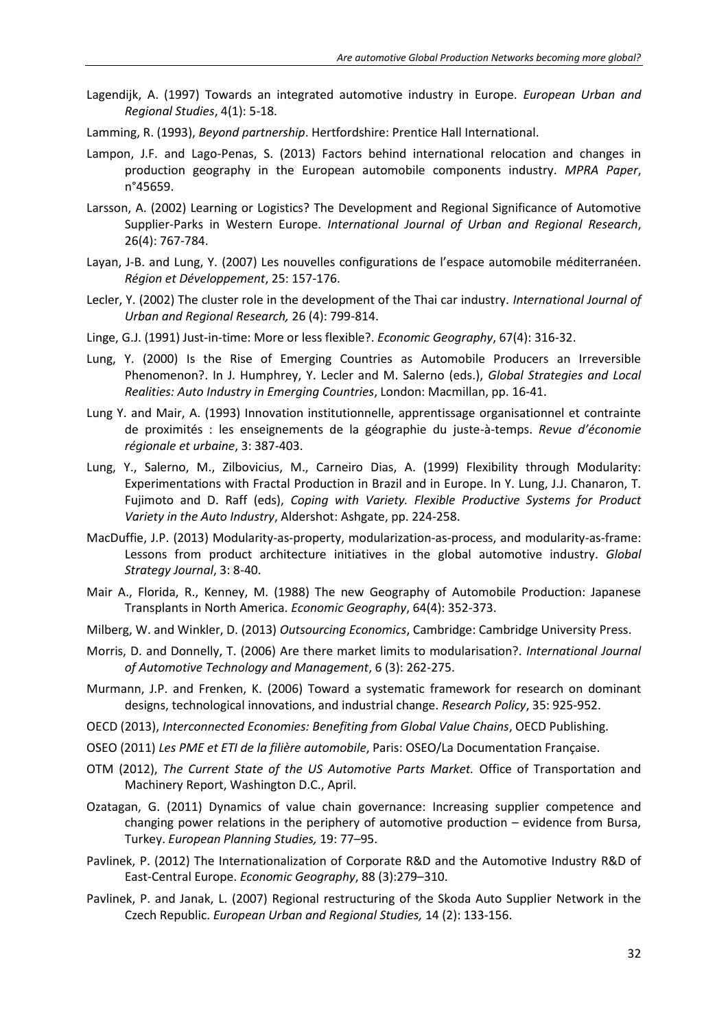Lagendijk, A. (1997) Towards an integrated automotive industry in Europe. *European Urban and Regional Studies*, 4(1): 5-18.

Lamming, R. (1993), *Beyond partnership*. Hertfordshire: Prentice Hall International.

Lampon, J.F. and Lago-Penas, S. (2013) Factors behind international relocation and changes in production geography in the European automobile components industry. *MPRA Paper*, n°45659.

Larsson, A. (2002) Learning or Logistics? The Development and Regional Significance of Automotive Supplier-Parks in Western Europe. *International Journal of Urban and Regional Research*, 26(4): 767-784.

Layan, J-B. and Lung, Y. (2007) Les nouvelles configurations de l'espace automobile méditerranéen. *Région et Développement*, 25: 157-176.

Lecler, Y. (2002) The cluster role in the development of the Thai car industry. *International Journal of Urban and Regional Research,* 26 (4): 799-814.

Linge, G.J. (1991) Just-in-time: More or less flexible?. *Economic Geography*, 67(4): 316-32.

Lung, Y. (2000) Is the Rise of Emerging Countries as Automobile Producers an Irreversible Phenomenon?. In J. Humphrey, Y. Lecler and M. Salerno (eds.), *Global Strategies and Local Realities: Auto Industry in Emerging Countries*, London: Macmillan, pp. 16-41.

Lung Y. and Mair, A. (1993) Innovation institutionnelle, apprentissage organisationnel et contrainte de proximités : les enseignements de la géographie du juste-à-temps. *Revue d'économie régionale et urbaine*, 3: 387-403.

Lung, Y., Salerno, M., Zilbovicius, M., Carneiro Dias, A. (1999) Flexibility through Modularity: Experimentations with Fractal Production in Brazil and in Europe. In Y. Lung, J.J. Chanaron, T. Fujimoto and D. Raff (eds), *Coping with Variety. Flexible Productive Systems for Product Variety in the Auto Industry*, Aldershot: Ashgate, pp. 224-258.

MacDuffie, J.P. (2013) Modularity-as-property, modularization-as-process, and modularity-as-frame: Lessons from product architecture initiatives in the global automotive industry. *Global Strategy Journal*, 3: 8-40.

Mair A., Florida, R., Kenney, M. (1988) The new Geography of Automobile Production: Japanese Transplants in North America. *Economic Geography*, 64(4): 352-373.

Milberg, W. and Winkler, D. (2013) *Outsourcing Economics*, Cambridge: Cambridge University Press.

Morris, D. and Donnelly, T. (2006) Are there market limits to modularisation?. *International Journal of Automotive Technology and Management*, 6 (3): 262-275.

Murmann, J.P. and Frenken, K. (2006) Toward a systematic framework for research on dominant designs, technological innovations, and industrial change. *Research Policy*, 35: 925-952.

OECD (2013), *Interconnected Economies: Benefiting from Global Value Chains*, OECD Publishing.

OSEO (2011) *Les PME et ETI de la filière automobile*, Paris: OSEO/La Documentation Française.

OTM (2012), *The Current State of the US Automotive Parts Market.* Office of Transportation and Machinery Report, Washington D.C., April.

Ozatagan, G. (2011) Dynamics of value chain governance: Increasing supplier competence and changing power relations in the periphery of automotive production – evidence from Bursa, Turkey. *European Planning Studies,* 19: 77–95.

Pavlinek, P. (2012) The Internationalization of Corporate R&D and the Automotive Industry R&D of East-Central Europe. *Economic Geography*, 88 (3):279–310.

Pavlinek, P. and Janak, L. (2007) Regional restructuring of the Skoda Auto Supplier Network in the Czech Republic. *European Urban and Regional Studies,* 14 (2): 133-156.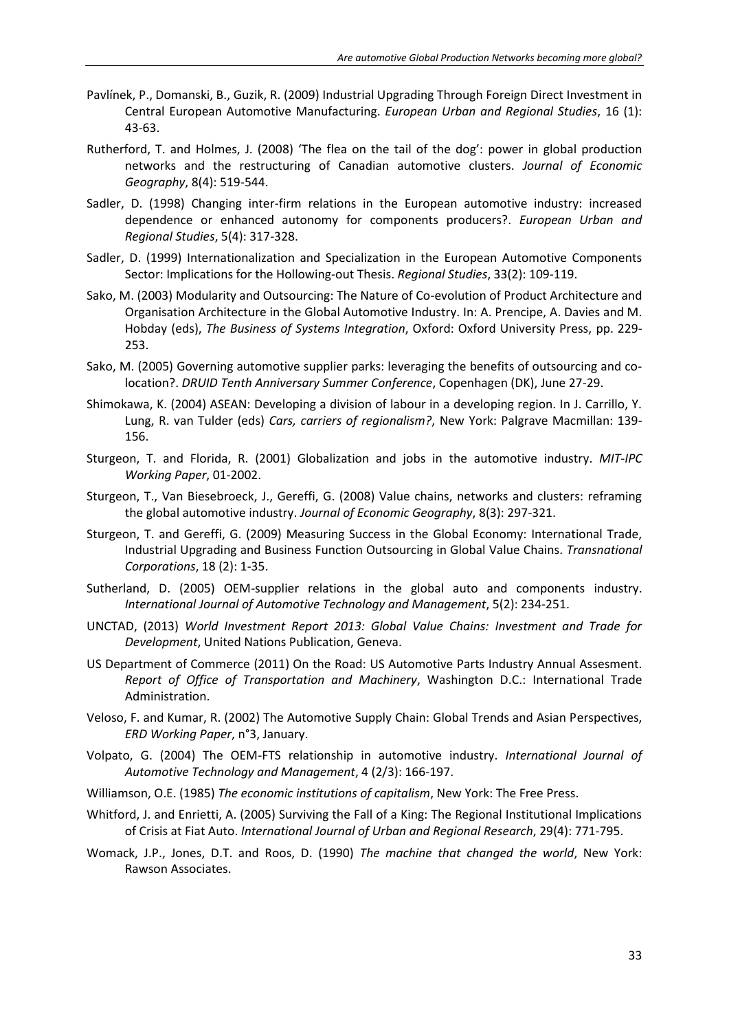Pavlínek, P., Domanski, B., Guzik, R. (2009) Industrial Upgrading Through Foreign Direct Investment in Central European Automotive Manufacturing. *European Urban and Regional Studies*, 16 (1): 43-63.

Rutherford, T. and Holmes, J. (2008) 'The flea on the tail of the dog': power in global production networks and the restructuring of Canadian automotive clusters. *Journal of Economic Geography*, 8(4): 519-544.

Sadler, D. (1998) Changing inter-firm relations in the European automotive industry: increased dependence or enhanced autonomy for components producers?. *European Urban and Regional Studies*, 5(4): 317-328.

Sadler, D. (1999) Internationalization and Specialization in the European Automotive Components Sector: Implications for the Hollowing-out Thesis. *Regional Studies*, 33(2): 109-119.

Sako, M. (2003) Modularity and Outsourcing: The Nature of Co-evolution of Product Architecture and Organisation Architecture in the Global Automotive Industry. In: A. Prencipe, A. Davies and M. Hobday (eds), *The Business of Systems Integration*, Oxford: Oxford University Press, pp. 229-253.

Sako, M. (2005) Governing automotive supplier parks: leveraging the benefits of outsourcing and co-location?. *DRUID Tenth Anniversary Summer Conference*, Copenhagen (DK), June 27-29.

Shimokawa, K. (2004) ASEAN: Developing a division of labour in a developing region. In J. Carrillo, Y. Lung, R. van Tulder (eds) *Cars, carriers of regionalism?*, New York: Palgrave Macmillan: 139-156.

Sturgeon, T. and Florida, R. (2001) Globalization and jobs in the automotive industry. *MIT-IPC Working Paper*, 01-2002.

Sturgeon, T., Van Biesebroeck, J., Gereffi, G. (2008) Value chains, networks and clusters: reframing the global automotive industry. *Journal of Economic Geography*, 8(3): 297-321.

Sturgeon, T. and Gereffi, G. (2009) Measuring Success in the Global Economy: International Trade, Industrial Upgrading and Business Function Outsourcing in Global Value Chains. *Transnational Corporations*, 18 (2): 1-35.

Sutherland, D. (2005) OEM-supplier relations in the global auto and components industry. *International Journal of Automotive Technology and Management*, 5(2): 234-251.

UNCTAD, (2013) *World Investment Report 2013: Global Value Chains: Investment and Trade for Development*, United Nations Publication, Geneva.

US Department of Commerce (2011) On the Road: US Automotive Parts Industry Annual Assesment. *Report of Office of Transportation and Machinery*, Washington D.C.: International Trade Administration.

Veloso, F. and Kumar, R. (2002) The Automotive Supply Chain: Global Trends and Asian Perspectives, *ERD Working Paper*, n°3, January.

Volpato, G. (2004) The OEM-FTS relationship in automotive industry. *International Journal of Automotive Technology and Management*, 4 (2/3): 166-197.

Williamson, O.E. (1985) *The economic institutions of capitalism*, New York: The Free Press.

Whitford, J. and Enrietti, A. (2005) Surviving the Fall of a King: The Regional Institutional Implications of Crisis at Fiat Auto. *International Journal of Urban and Regional Research*, 29(4): 771-795.

Womack, J.P., Jones, D.T. and Roos, D. (1990) *The machine that changed the world*, New York: Rawson Associates.